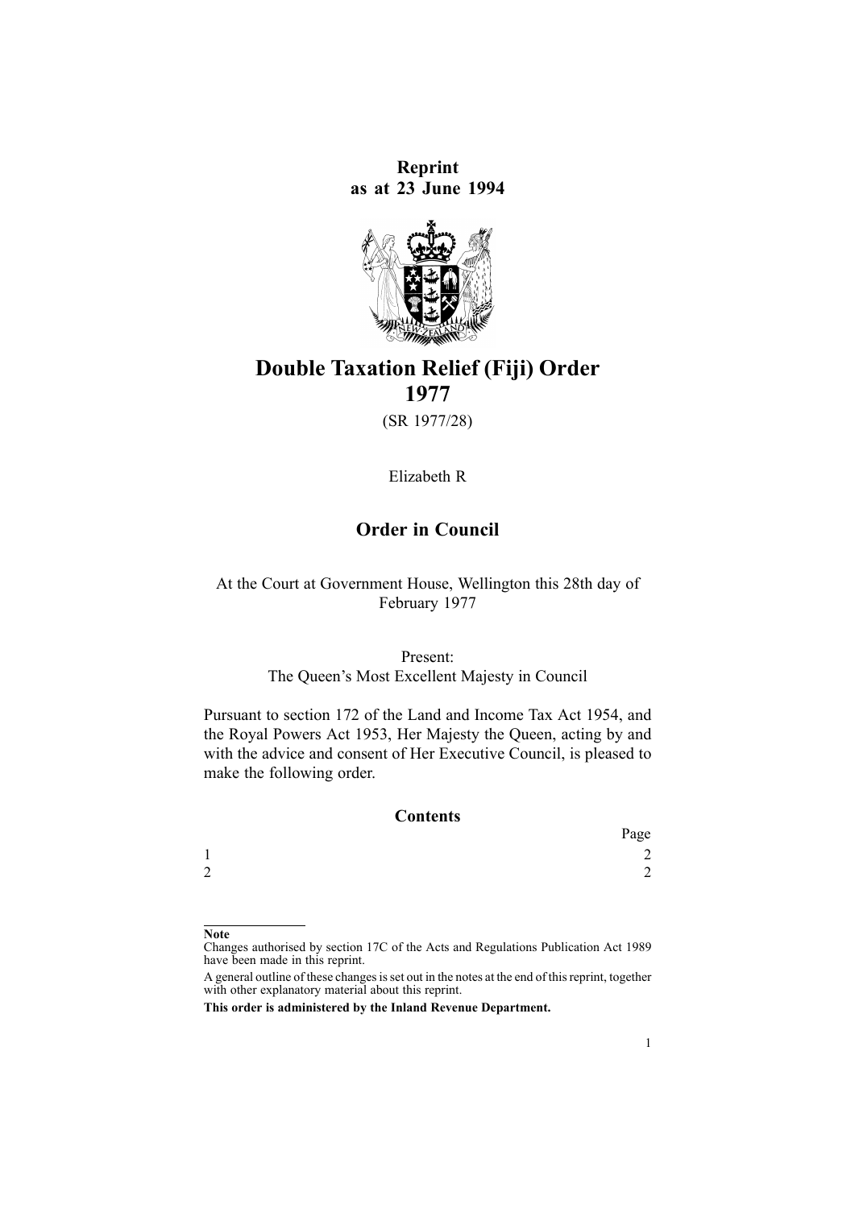**Reprint as at 23 June 1994**

# Double Taxation Relief (Fiji) Order 1977

(SR 1977/28)

Elizabeth R

## Order in Council

At the Court at Government House, Wellington this 28th day of February 1977

Present:
The Queen's Most Excellent Majesty in Council

Pursuant to section 172 of the Land and Income Tax Act 1954, and the Royal Powers Act 1953, Her Majesty the Queen, acting by and with the advice and consent of Her Executive Council, is pleased to make the following order.

### Contents

| | Page |
|---|---|
| 1 | 2 |
| 2 | 2 |

**Note**

Changes authorised by section 17C of the Acts and Regulations Publication Act 1989 have been made in this reprint.

A general outline of these changes is set out in the notes at the end of this reprint, together with other explanatory material about this reprint.

**This order is administered by the Inland Revenue Department.**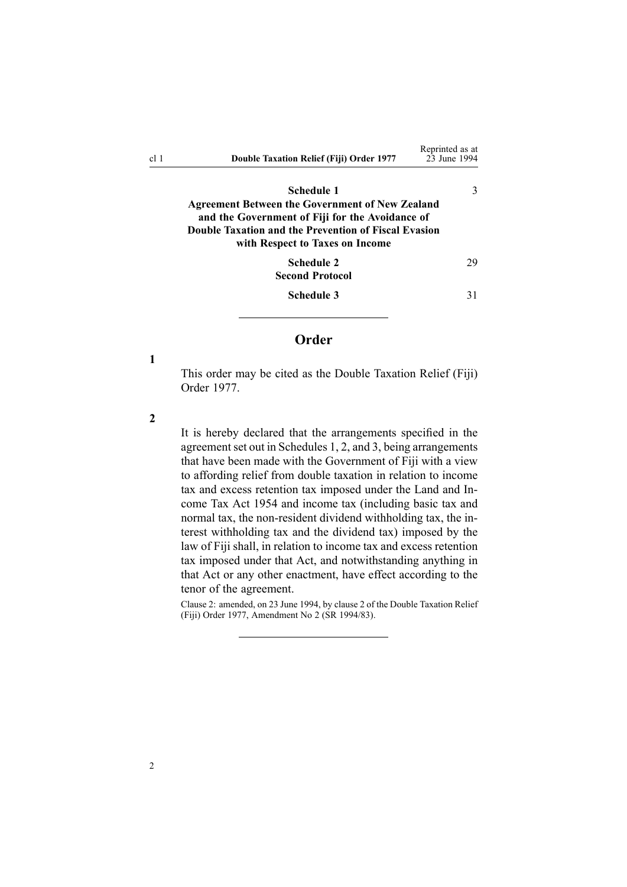| | |
|---|---|
| **Schedule 1**<br>**Agreement Between the Government of New Zealand and the Government of Fiji for the Avoidance of Double Taxation and the Prevention of Fiscal Evasion with Respect to Taxes on Income** | 3 |
| **Schedule 2**<br>**Second Protocol** | 29 |
| **Schedule 3** | 31 |

## Order

**1**

This order may be cited as the Double Taxation Relief (Fiji) Order 1977.

**2**

It is hereby declared that the arrangements specified in the agreement set out in Schedules 1, 2, and 3, being arrangements that have been made with the Government of Fiji with a view to affording relief from double taxation in relation to income tax and excess retention tax imposed under the Land and Income Tax Act 1954 and income tax (including basic tax and normal tax, the non-resident dividend withholding tax, the interest withholding tax and the dividend tax) imposed by the law of Fiji shall, in relation to income tax and excess retention tax imposed under that Act, and notwithstanding anything in that Act or any other enactment, have effect according to the tenor of the agreement.

Clause 2: amended, on 23 June 1994, by clause 2 of the Double Taxation Relief (Fiji) Order 1977, Amendment No 2 (SR 1994/83).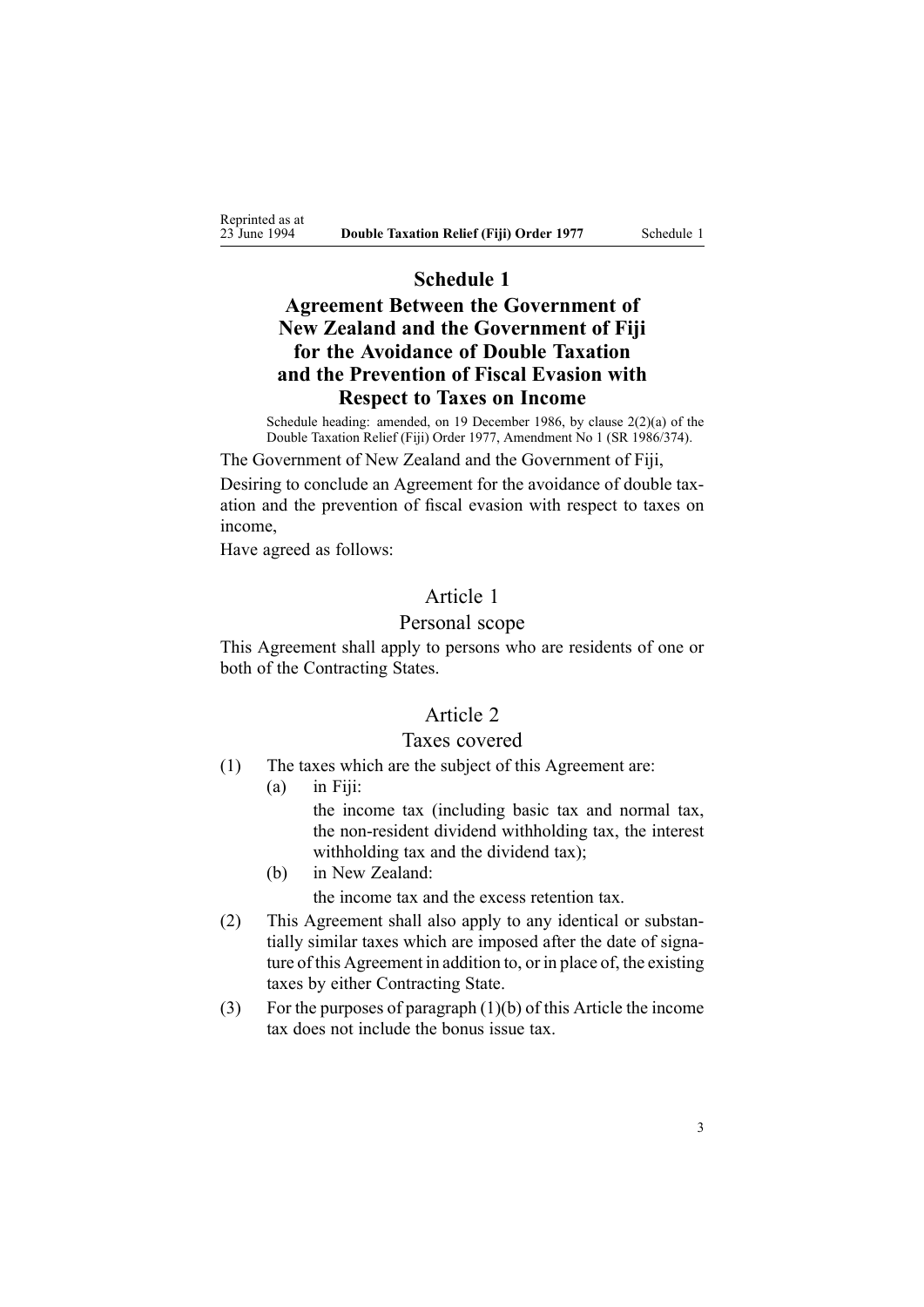# Schedule 1

## Agreement Between the Government of New Zealand and the Government of Fiji for the Avoidance of Double Taxation and the Prevention of Fiscal Evasion with Respect to Taxes on Income

Schedule heading: amended, on 19 December 1986, by clause 2(2)(a) of the Double Taxation Relief (Fiji) Order 1977, Amendment No 1 (SR 1986/374).

The Government of New Zealand and the Government of Fiji,

Desiring to conclude an Agreement for the avoidance of double taxation and the prevention of fiscal evasion with respect to taxes on income,

Have agreed as follows:

### Article 1
### Personal scope

This Agreement shall apply to persons who are residents of one or both of the Contracting States.

### Article 2
### Taxes covered

(1) The taxes which are the subject of this Agreement are:

(a) in Fiji:

the income tax (including basic tax and normal tax, the non-resident dividend withholding tax, the interest withholding tax and the dividend tax);

(b) in New Zealand:

the income tax and the excess retention tax.

(2) This Agreement shall also apply to any identical or substantially similar taxes which are imposed after the date of signature of this Agreement in addition to, or in place of, the existing taxes by either Contracting State.

(3) For the purposes of paragraph (1)(b) of this Article the income tax does not include the bonus issue tax.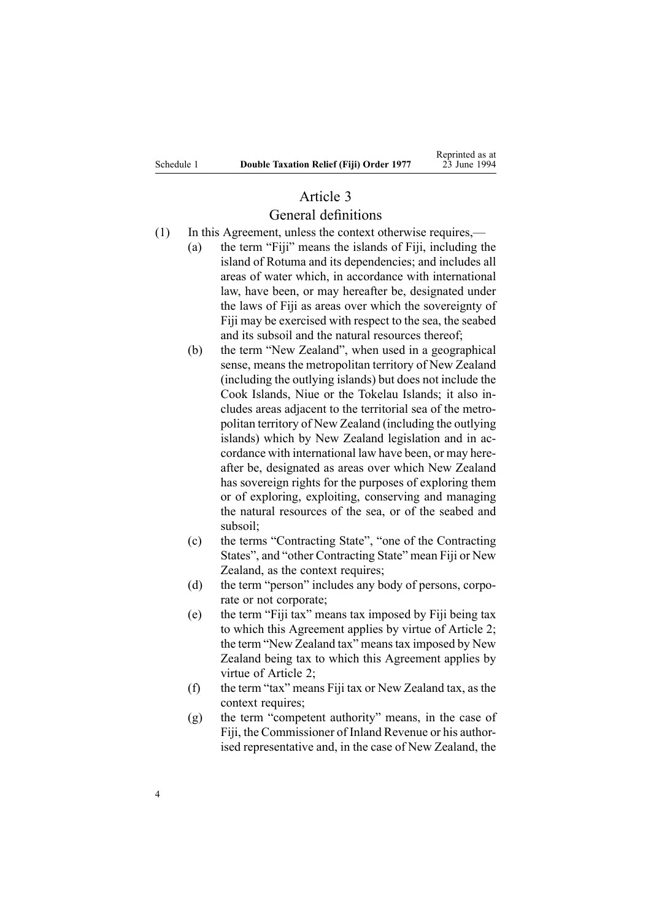## Article 3

### General definitions

(1) In this Agreement, unless the context otherwise requires,—

(a) the term "Fiji" means the islands of Fiji, including the island of Rotuma and its dependencies; and includes all areas of water which, in accordance with international law, have been, or may hereafter be, designated under the laws of Fiji as areas over which the sovereignty of Fiji may be exercised with respect to the sea, the seabed and its subsoil and the natural resources thereof;

(b) the term "New Zealand", when used in a geographical sense, means the metropolitan territory of New Zealand (including the outlying islands) but does not include the Cook Islands, Niue or the Tokelau Islands; it also includes areas adjacent to the territorial sea of the metropolitan territory of New Zealand (including the outlying islands) which by New Zealand legislation and in accordance with international law have been, or may hereafter be, designated as areas over which New Zealand has sovereign rights for the purposes of exploring them or of exploring, exploiting, conserving and managing the natural resources of the sea, or of the seabed and subsoil;

(c) the terms "Contracting State", "one of the Contracting States", and "other Contracting State" mean Fiji or New Zealand, as the context requires;

(d) the term "person" includes any body of persons, corporate or not corporate;

(e) the term "Fiji tax" means tax imposed by Fiji being tax to which this Agreement applies by virtue of Article 2; the term "New Zealand tax" means tax imposed by New Zealand being tax to which this Agreement applies by virtue of Article 2;

(f) the term "tax" means Fiji tax or New Zealand tax, as the context requires;

(g) the term "competent authority" means, in the case of Fiji, the Commissioner of Inland Revenue or his authorised representative and, in the case of New Zealand, the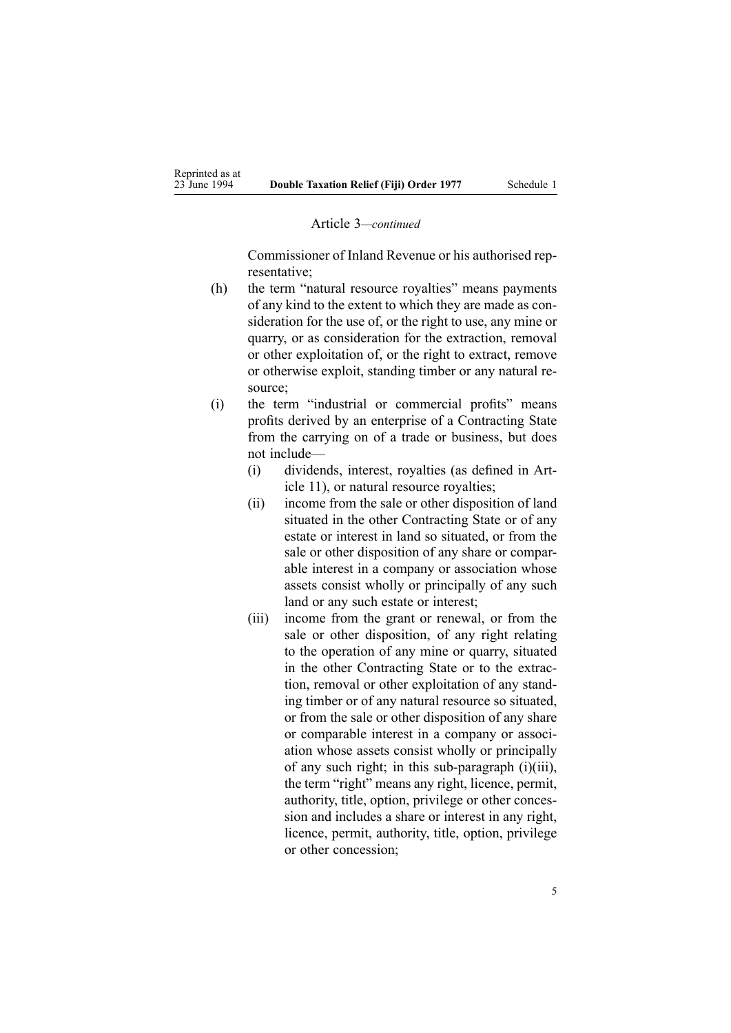Article 3—*continued*

Commissioner of Inland Revenue or his authorised representative;

(h) the term "natural resource royalties" means payments of any kind to the extent to which they are made as consideration for the use of, or the right to use, any mine or quarry, or as consideration for the extraction, removal or other exploitation of, or the right to extract, remove or otherwise exploit, standing timber or any natural resource;

(i) the term "industrial or commercial profits" means profits derived by an enterprise of a Contracting State from the carrying on of a trade or business, but does not include—

   (i) dividends, interest, royalties (as defined in Article 11), or natural resource royalties;

   (ii) income from the sale or other disposition of land situated in the other Contracting State or of any estate or interest in land so situated, or from the sale or other disposition of any share or comparable interest in a company or association whose assets consist wholly or principally of any such land or any such estate or interest;

   (iii) income from the grant or renewal, or from the sale or other disposition, of any right relating to the operation of any mine or quarry, situated in the other Contracting State or to the extraction, removal or other exploitation of any standing timber or of any natural resource so situated, or from the sale or other disposition of any share or comparable interest in a company or association whose assets consist wholly or principally of any such right; in this sub-paragraph (i)(iii), the term "right" means any right, licence, permit, authority, title, option, privilege or other concession and includes a share or interest in any right, licence, permit, authority, title, option, privilege or other concession;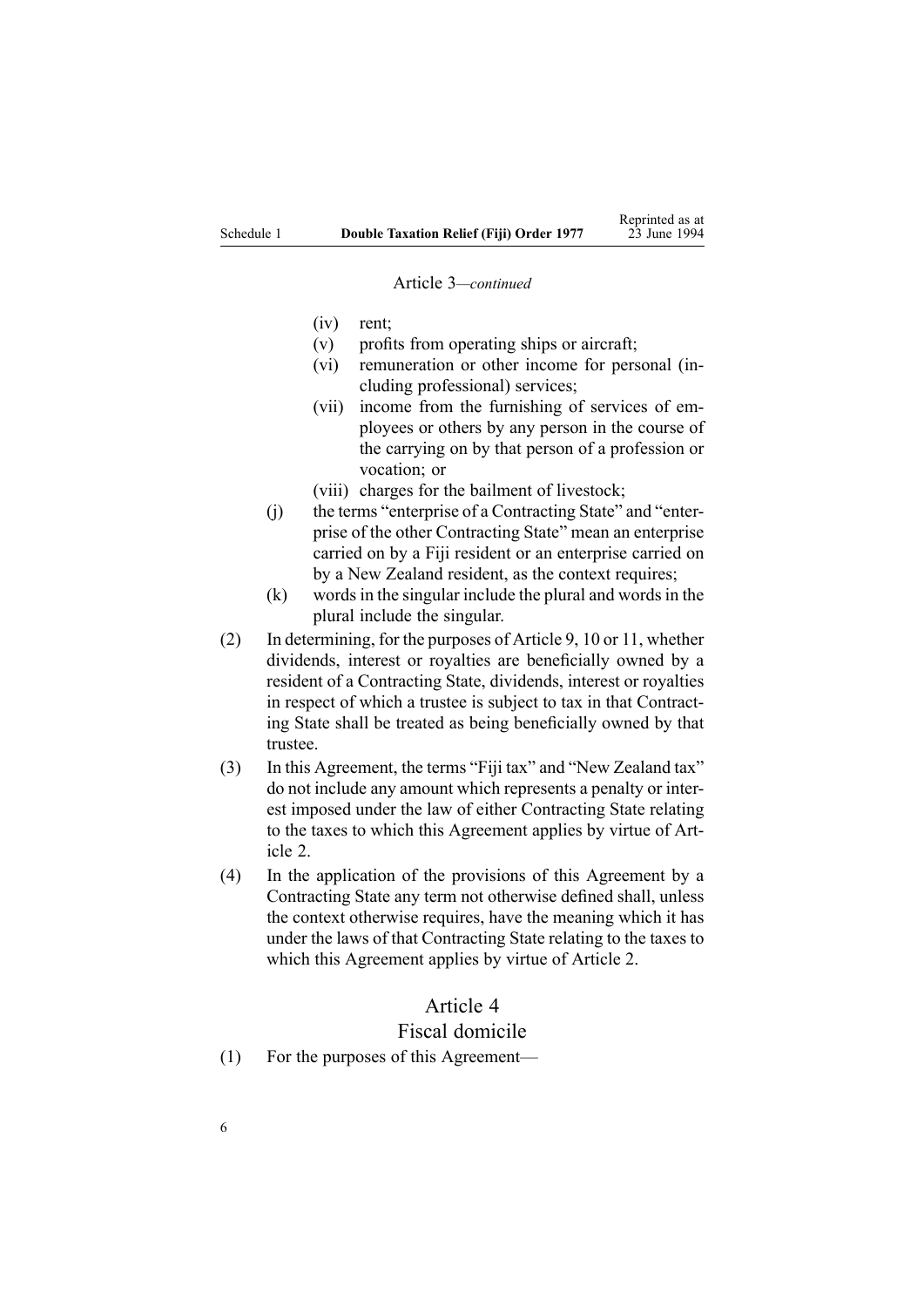Article 3—*continued*

- (iv) rent;
- (v) profits from operating ships or aircraft;
- (vi) remuneration or other income for personal (including professional) services;
- (vii) income from the furnishing of services of employees or others by any person in the course of the carrying on by that person of a profession or vocation; or
- (viii) charges for the bailment of livestock;

(j) the terms "enterprise of a Contracting State" and "enterprise of the other Contracting State" mean an enterprise carried on by a Fiji resident or an enterprise carried on by a New Zealand resident, as the context requires;

(k) words in the singular include the plural and words in the plural include the singular.

(2) In determining, for the purposes of Article 9, 10 or 11, whether dividends, interest or royalties are beneficially owned by a resident of a Contracting State, dividends, interest or royalties in respect of which a trustee is subject to tax in that Contracting State shall be treated as being beneficially owned by that trustee.

(3) In this Agreement, the terms "Fiji tax" and "New Zealand tax" do not include any amount which represents a penalty or interest imposed under the law of either Contracting State relating to the taxes to which this Agreement applies by virtue of Article 2.

(4) In the application of the provisions of this Agreement by a Contracting State any term not otherwise defined shall, unless the context otherwise requires, have the meaning which it has under the laws of that Contracting State relating to the taxes to which this Agreement applies by virtue of Article 2.

## Article 4
## Fiscal domicile

(1) For the purposes of this Agreement—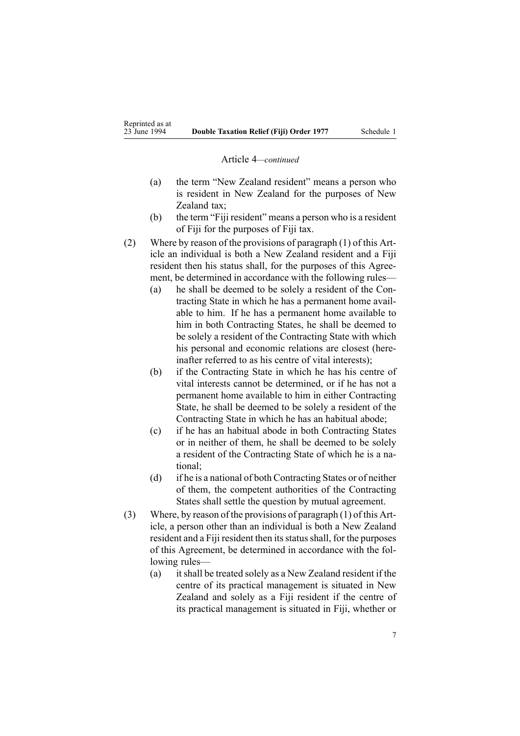Article 4—*continued*

- (a) the term "New Zealand resident" means a person who is resident in New Zealand for the purposes of New Zealand tax;
- (b) the term "Fiji resident" means a person who is a resident of Fiji for the purposes of Fiji tax.

(2) Where by reason of the provisions of paragraph (1) of this Article an individual is both a New Zealand resident and a Fiji resident then his status shall, for the purposes of this Agreement, be determined in accordance with the following rules—

- (a) he shall be deemed to be solely a resident of the Contracting State in which he has a permanent home available to him. If he has a permanent home available to him in both Contracting States, he shall be deemed to be solely a resident of the Contracting State with which his personal and economic relations are closest (hereinafter referred to as his centre of vital interests);
- (b) if the Contracting State in which he has his centre of vital interests cannot be determined, or if he has not a permanent home available to him in either Contracting State, he shall be deemed to be solely a resident of the Contracting State in which he has an habitual abode;
- (c) if he has an habitual abode in both Contracting States or in neither of them, he shall be deemed to be solely a resident of the Contracting State of which he is a national;
- (d) if he is a national of both Contracting States or of neither of them, the competent authorities of the Contracting States shall settle the question by mutual agreement.

(3) Where, by reason of the provisions of paragraph (1) of this Article, a person other than an individual is both a New Zealand resident and a Fiji resident then its status shall, for the purposes of this Agreement, be determined in accordance with the following rules—

- (a) it shall be treated solely as a New Zealand resident if the centre of its practical management is situated in New Zealand and solely as a Fiji resident if the centre of its practical management is situated in Fiji, whether or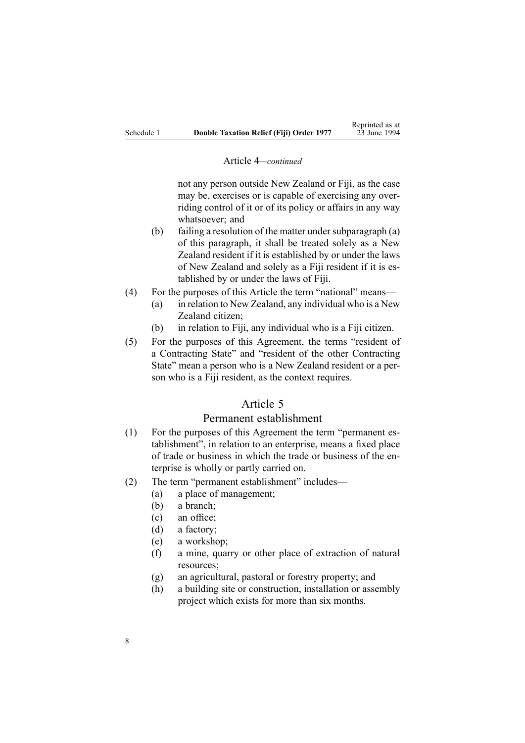Article 4—*continued*

not any person outside New Zealand or Fiji, as the case may be, exercises or is capable of exercising any overriding control of it or of its policy or affairs in any way whatsoever; and

(b) failing a resolution of the matter under subparagraph (a) of this paragraph, it shall be treated solely as a New Zealand resident if it is established by or under the laws of New Zealand and solely as a Fiji resident if it is established by or under the laws of Fiji.

(4) For the purposes of this Article the term "national" means—

(a) in relation to New Zealand, any individual who is a New Zealand citizen;

(b) in relation to Fiji, any individual who is a Fiji citizen.

(5) For the purposes of this Agreement, the terms "resident of a Contracting State" and "resident of the other Contracting State" mean a person who is a New Zealand resident or a person who is a Fiji resident, as the context requires.

## Article 5

## Permanent establishment

(1) For the purposes of this Agreement the term "permanent establishment", in relation to an enterprise, means a fixed place of trade or business in which the trade or business of the enterprise is wholly or partly carried on.

(2) The term "permanent establishment" includes—

(a) a place of management;

(b) a branch;

(c) an office;

(d) a factory;

(e) a workshop;

(f) a mine, quarry or other place of extraction of natural resources;

(g) an agricultural, pastoral or forestry property; and

(h) a building site or construction, installation or assembly project which exists for more than six months.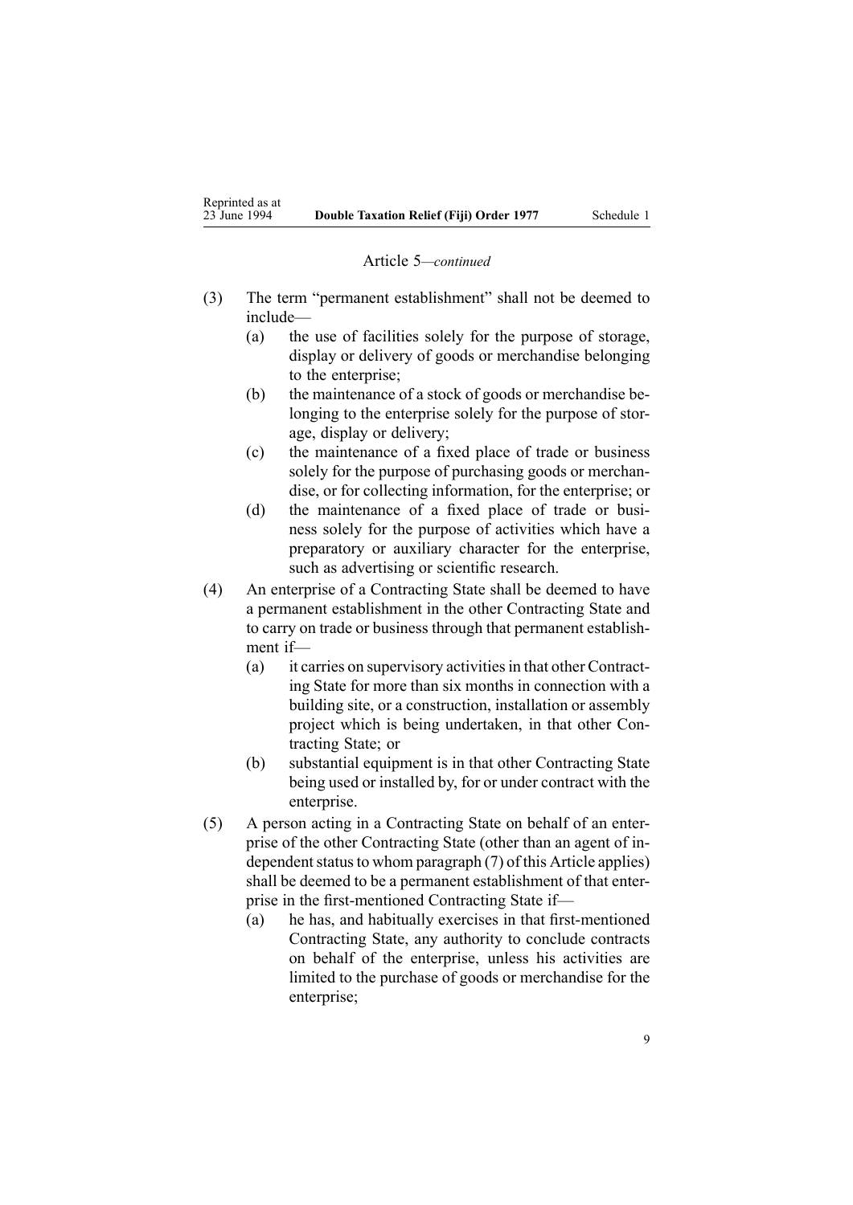Article 5—*continued*

(3) The term "permanent establishment" shall not be deemed to include—

   (a) the use of facilities solely for the purpose of storage, display or delivery of goods or merchandise belonging to the enterprise;

   (b) the maintenance of a stock of goods or merchandise belonging to the enterprise solely for the purpose of storage, display or delivery;

   (c) the maintenance of a fixed place of trade or business solely for the purpose of purchasing goods or merchandise, or for collecting information, for the enterprise; or

   (d) the maintenance of a fixed place of trade or business solely for the purpose of activities which have a preparatory or auxiliary character for the enterprise, such as advertising or scientific research.

(4) An enterprise of a Contracting State shall be deemed to have a permanent establishment in the other Contracting State and to carry on trade or business through that permanent establishment if—

   (a) it carries on supervisory activities in that other Contracting State for more than six months in connection with a building site, or a construction, installation or assembly project which is being undertaken, in that other Contracting State; or

   (b) substantial equipment is in that other Contracting State being used or installed by, for or under contract with the enterprise.

(5) A person acting in a Contracting State on behalf of an enterprise of the other Contracting State (other than an agent of independent status to whom paragraph (7) of this Article applies) shall be deemed to be a permanent establishment of that enterprise in the first-mentioned Contracting State if—

   (a) he has, and habitually exercises in that first-mentioned Contracting State, any authority to conclude contracts on behalf of the enterprise, unless his activities are limited to the purchase of goods or merchandise for the enterprise;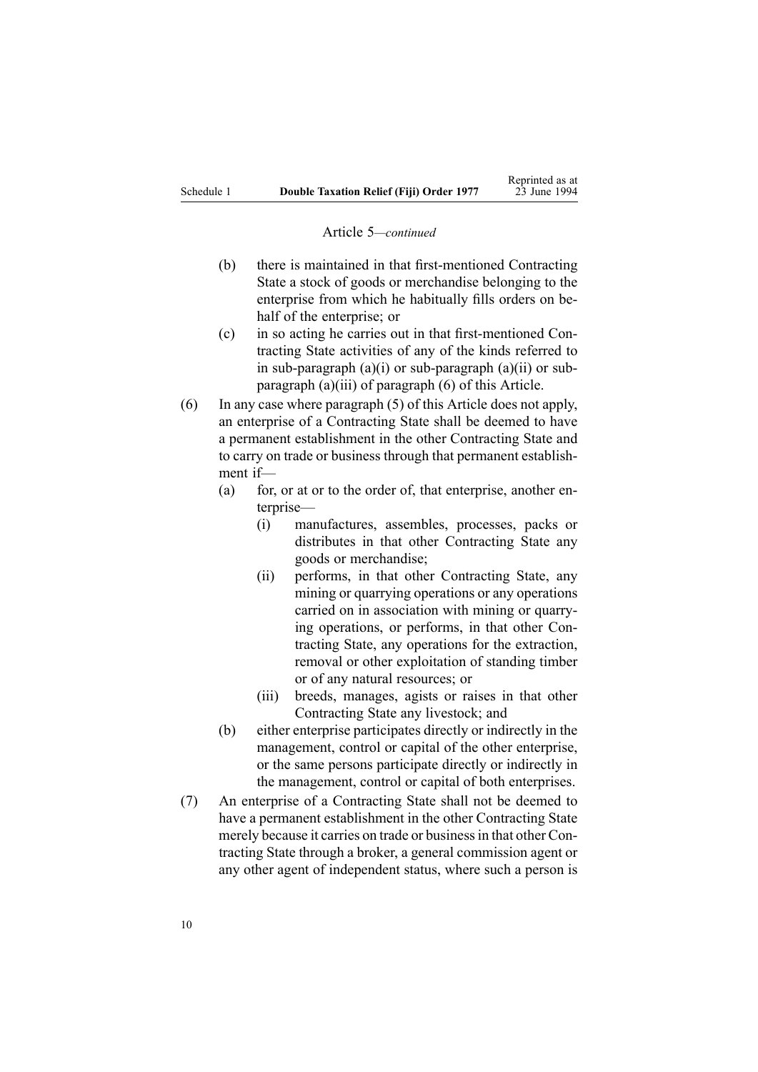Article 5—*continued*

- (b) there is maintained in that first-mentioned Contracting State a stock of goods or merchandise belonging to the enterprise from which he habitually fills orders on behalf of the enterprise; or
- (c) in so acting he carries out in that first-mentioned Contracting State activities of any of the kinds referred to in sub-paragraph (a)(i) or sub-paragraph (a)(ii) or sub-paragraph (a)(iii) of paragraph (6) of this Article.

(6) In any case where paragraph (5) of this Article does not apply, an enterprise of a Contracting State shall be deemed to have a permanent establishment in the other Contracting State and to carry on trade or business through that permanent establishment if—

- (a) for, or at or to the order of, that enterprise, another enterprise—
  - (i) manufactures, assembles, processes, packs or distributes in that other Contracting State any goods or merchandise;
  - (ii) performs, in that other Contracting State, any mining or quarrying operations or any operations carried on in association with mining or quarrying operations, or performs, in that other Contracting State, any operations for the extraction, removal or other exploitation of standing timber or of any natural resources; or
  - (iii) breeds, manages, agists or raises in that other Contracting State any livestock; and
- (b) either enterprise participates directly or indirectly in the management, control or capital of the other enterprise, or the same persons participate directly or indirectly in the management, control or capital of both enterprises.

(7) An enterprise of a Contracting State shall not be deemed to have a permanent establishment in the other Contracting State merely because it carries on trade or business in that other Contracting State through a broker, a general commission agent or any other agent of independent status, where such a person is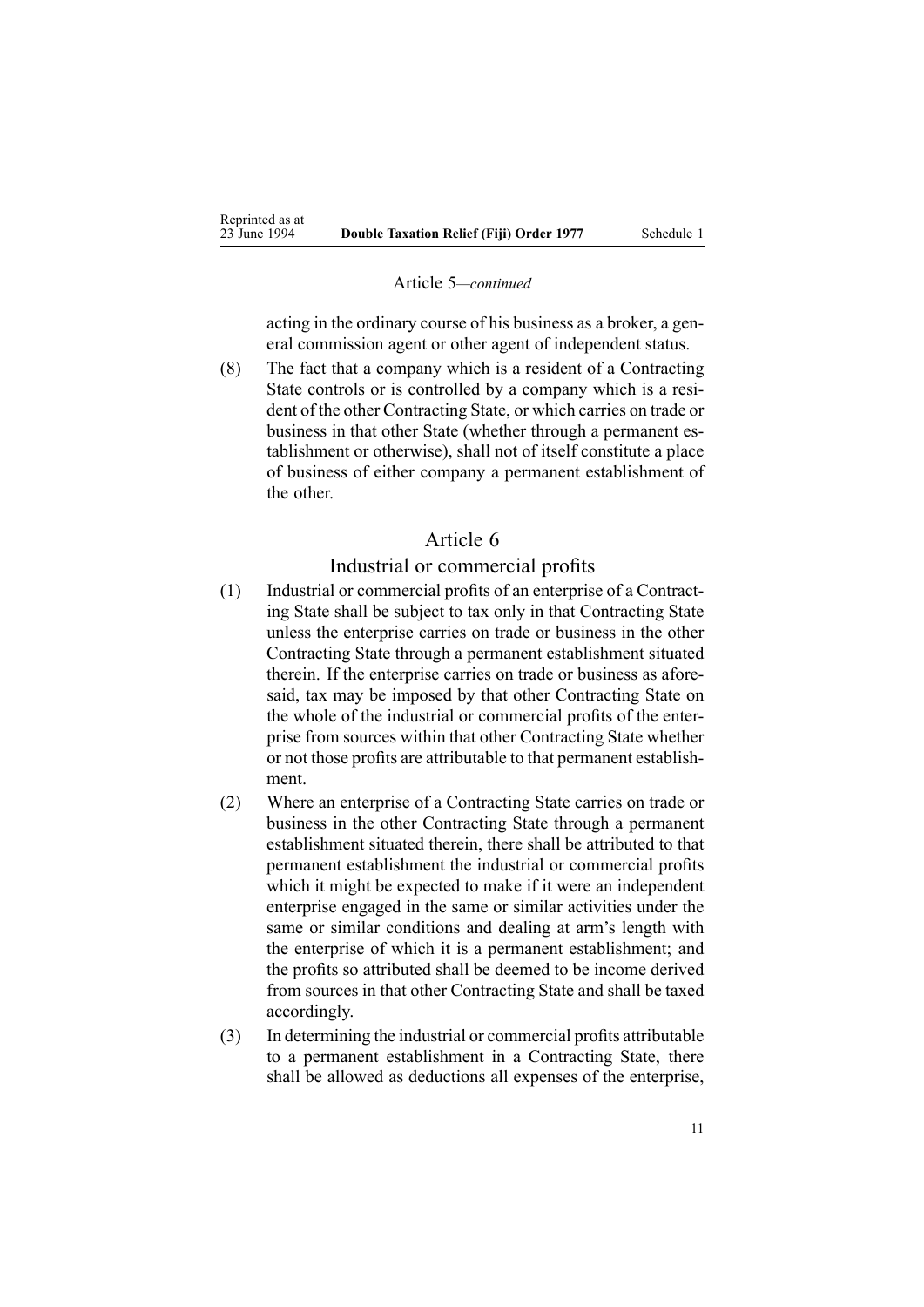Article 5—*continued*

acting in the ordinary course of his business as a broker, a general commission agent or other agent of independent status.

(8) The fact that a company which is a resident of a Contracting State controls or is controlled by a company which is a resident of the other Contracting State, or which carries on trade or business in that other State (whether through a permanent establishment or otherwise), shall not of itself constitute a place of business of either company a permanent establishment of the other.

## Article 6

### Industrial or commercial profits

(1) Industrial or commercial profits of an enterprise of a Contracting State shall be subject to tax only in that Contracting State unless the enterprise carries on trade or business in the other Contracting State through a permanent establishment situated therein. If the enterprise carries on trade or business as aforesaid, tax may be imposed by that other Contracting State on the whole of the industrial or commercial profits of the enterprise from sources within that other Contracting State whether or not those profits are attributable to that permanent establishment.

(2) Where an enterprise of a Contracting State carries on trade or business in the other Contracting State through a permanent establishment situated therein, there shall be attributed to that permanent establishment the industrial or commercial profits which it might be expected to make if it were an independent enterprise engaged in the same or similar activities under the same or similar conditions and dealing at arm's length with the enterprise of which it is a permanent establishment; and the profits so attributed shall be deemed to be income derived from sources in that other Contracting State and shall be taxed accordingly.

(3) In determining the industrial or commercial profits attributable to a permanent establishment in a Contracting State, there shall be allowed as deductions all expenses of the enterprise,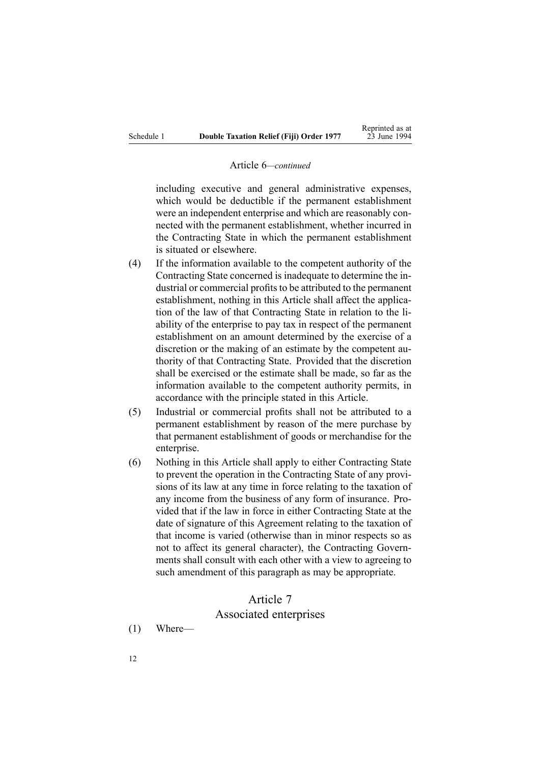Article 6—*continued*

including executive and general administrative expenses, which would be deductible if the permanent establishment were an independent enterprise and which are reasonably connected with the permanent establishment, whether incurred in the Contracting State in which the permanent establishment is situated or elsewhere.

(4) If the information available to the competent authority of the Contracting State concerned is inadequate to determine the industrial or commercial profits to be attributed to the permanent establishment, nothing in this Article shall affect the application of the law of that Contracting State in relation to the liability of the enterprise to pay tax in respect of the permanent establishment on an amount determined by the exercise of a discretion or the making of an estimate by the competent authority of that Contracting State. Provided that the discretion shall be exercised or the estimate shall be made, so far as the information available to the competent authority permits, in accordance with the principle stated in this Article.

(5) Industrial or commercial profits shall not be attributed to a permanent establishment by reason of the mere purchase by that permanent establishment of goods or merchandise for the enterprise.

(6) Nothing in this Article shall apply to either Contracting State to prevent the operation in the Contracting State of any provisions of its law at any time in force relating to the taxation of any income from the business of any form of insurance. Provided that if the law in force in either Contracting State at the date of signature of this Agreement relating to the taxation of that income is varied (otherwise than in minor respects so as not to affect its general character), the Contracting Governments shall consult with each other with a view to agreeing to such amendment of this paragraph as may be appropriate.

## Article 7
## Associated enterprises

(1) Where—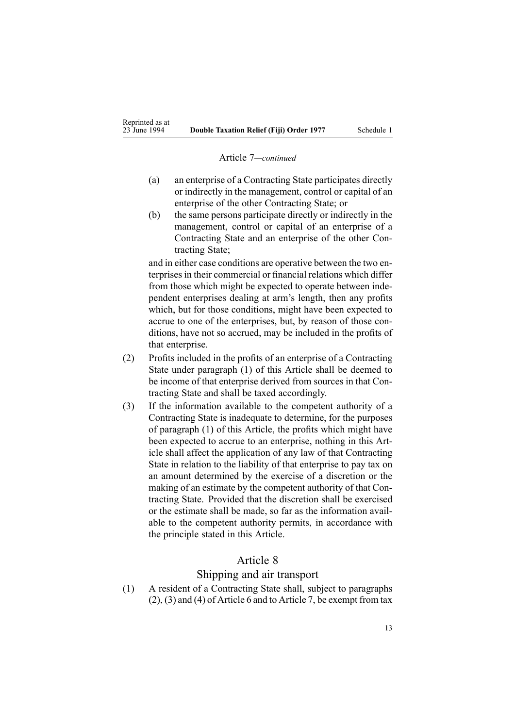Article 7—*continued*

(a) an enterprise of a Contracting State participates directly or indirectly in the management, control or capital of an enterprise of the other Contracting State; or

(b) the same persons participate directly or indirectly in the management, control or capital of an enterprise of a Contracting State and an enterprise of the other Contracting State;

and in either case conditions are operative between the two enterprises in their commercial or financial relations which differ from those which might be expected to operate between independent enterprises dealing at arm's length, then any profits which, but for those conditions, might have been expected to accrue to one of the enterprises, but, by reason of those conditions, have not so accrued, may be included in the profits of that enterprise.

(2) Profits included in the profits of an enterprise of a Contracting State under paragraph (1) of this Article shall be deemed to be income of that enterprise derived from sources in that Contracting State and shall be taxed accordingly.

(3) If the information available to the competent authority of a Contracting State is inadequate to determine, for the purposes of paragraph (1) of this Article, the profits which might have been expected to accrue to an enterprise, nothing in this Article shall affect the application of any law of that Contracting State in relation to the liability of that enterprise to pay tax on an amount determined by the exercise of a discretion or the making of an estimate by the competent authority of that Contracting State. Provided that the discretion shall be exercised or the estimate shall be made, so far as the information available to the competent authority permits, in accordance with the principle stated in this Article.

## Article 8

### Shipping and air transport

(1) A resident of a Contracting State shall, subject to paragraphs (2), (3) and (4) of Article 6 and to Article 7, be exempt from tax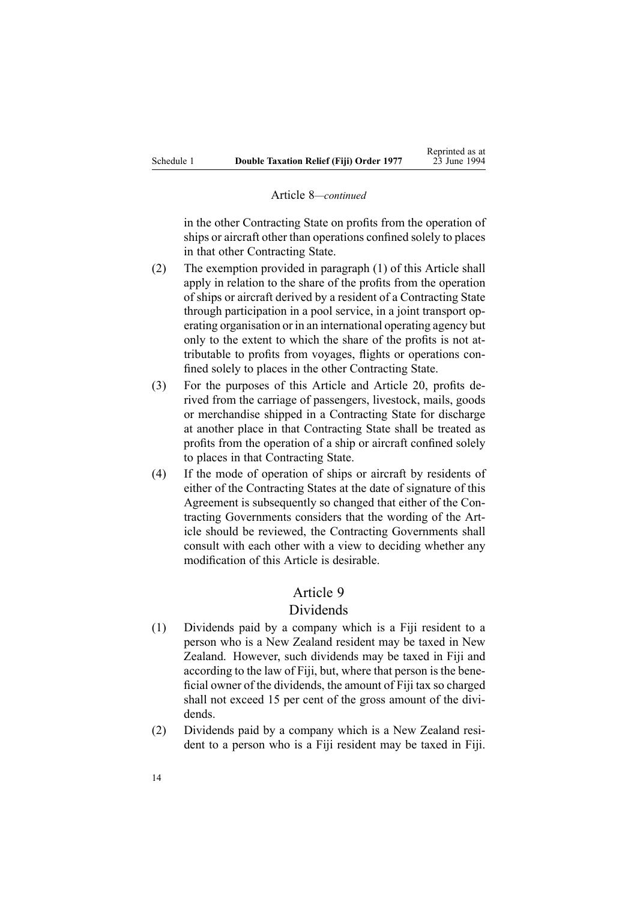Article 8—*continued*

in the other Contracting State on profits from the operation of ships or aircraft other than operations confined solely to places in that other Contracting State.

(2) The exemption provided in paragraph (1) of this Article shall apply in relation to the share of the profits from the operation of ships or aircraft derived by a resident of a Contracting State through participation in a pool service, in a joint transport operating organisation or in an international operating agency but only to the extent to which the share of the profits is not attributable to profits from voyages, flights or operations confined solely to places in the other Contracting State.

(3) For the purposes of this Article and Article 20, profits derived from the carriage of passengers, livestock, mails, goods or merchandise shipped in a Contracting State for discharge at another place in that Contracting State shall be treated as profits from the operation of a ship or aircraft confined solely to places in that Contracting State.

(4) If the mode of operation of ships or aircraft by residents of either of the Contracting States at the date of signature of this Agreement is subsequently so changed that either of the Contracting Governments considers that the wording of the Article should be reviewed, the Contracting Governments shall consult with each other with a view to deciding whether any modification of this Article is desirable.

## Article 9
## Dividends

(1) Dividends paid by a company which is a Fiji resident to a person who is a New Zealand resident may be taxed in New Zealand. However, such dividends may be taxed in Fiji and according to the law of Fiji, but, where that person is the beneficial owner of the dividends, the amount of Fiji tax so charged shall not exceed 15 per cent of the gross amount of the dividends.

(2) Dividends paid by a company which is a New Zealand resident to a person who is a Fiji resident may be taxed in Fiji.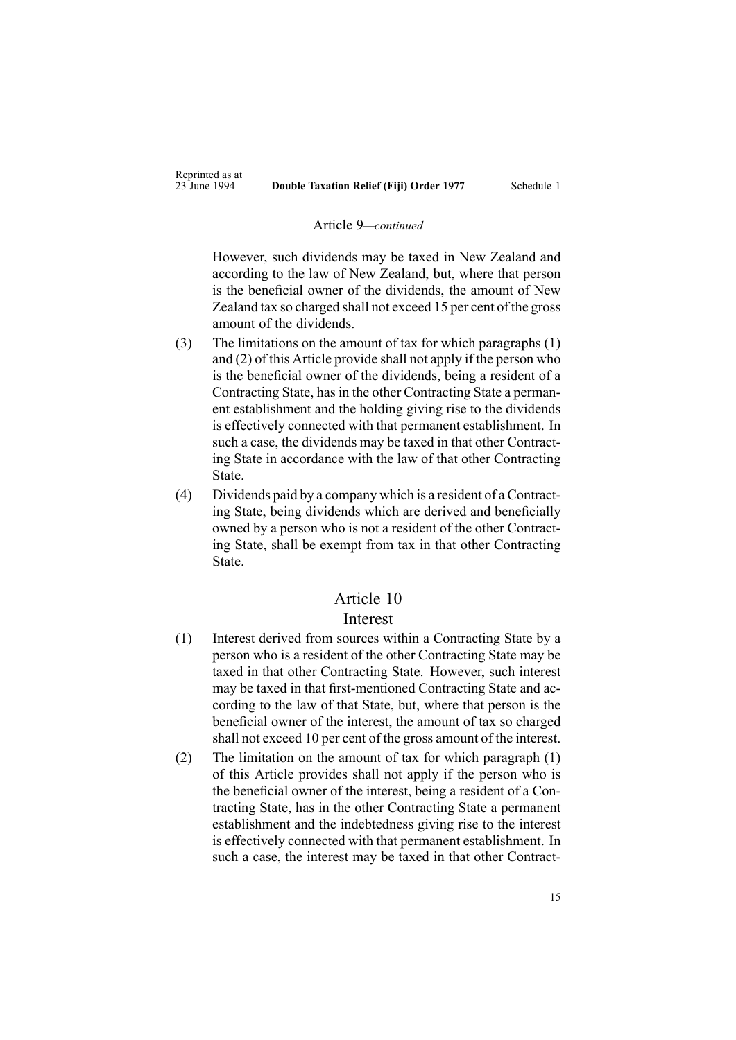Article 9—*continued*

However, such dividends may be taxed in New Zealand and according to the law of New Zealand, but, where that person is the beneficial owner of the dividends, the amount of New Zealand tax so charged shall not exceed 15 per cent of the gross amount of the dividends.

(3) The limitations on the amount of tax for which paragraphs (1) and (2) of this Article provide shall not apply if the person who is the beneficial owner of the dividends, being a resident of a Contracting State, has in the other Contracting State a permanent establishment and the holding giving rise to the dividends is effectively connected with that permanent establishment. In such a case, the dividends may be taxed in that other Contracting State in accordance with the law of that other Contracting State.

(4) Dividends paid by a company which is a resident of a Contracting State, being dividends which are derived and beneficially owned by a person who is not a resident of the other Contracting State, shall be exempt from tax in that other Contracting State.

## Article 10
## Interest

(1) Interest derived from sources within a Contracting State by a person who is a resident of the other Contracting State may be taxed in that other Contracting State. However, such interest may be taxed in that first-mentioned Contracting State and according to the law of that State, but, where that person is the beneficial owner of the interest, the amount of tax so charged shall not exceed 10 per cent of the gross amount of the interest.

(2) The limitation on the amount of tax for which paragraph (1) of this Article provides shall not apply if the person who is the beneficial owner of the interest, being a resident of a Contracting State, has in the other Contracting State a permanent establishment and the indebtedness giving rise to the interest is effectively connected with that permanent establishment. In such a case, the interest may be taxed in that other Contract-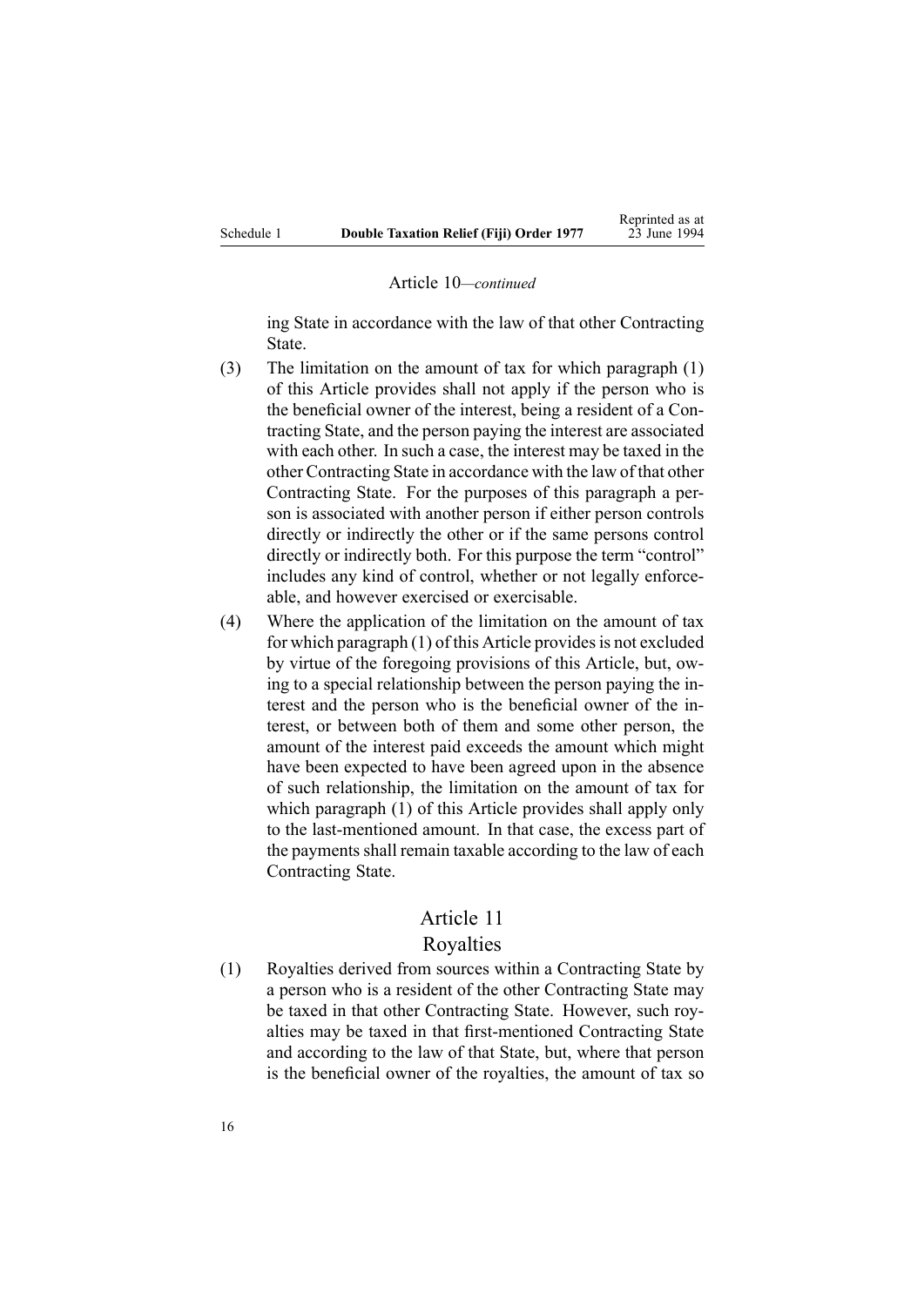Article 10—*continued*

ing State in accordance with the law of that other Contracting State.

(3) The limitation on the amount of tax for which paragraph (1) of this Article provides shall not apply if the person who is the beneficial owner of the interest, being a resident of a Contracting State, and the person paying the interest are associated with each other. In such a case, the interest may be taxed in the other Contracting State in accordance with the law of that other Contracting State. For the purposes of this paragraph a person is associated with another person if either person controls directly or indirectly the other or if the same persons control directly or indirectly both. For this purpose the term "control" includes any kind of control, whether or not legally enforceable, and however exercised or exercisable.

(4) Where the application of the limitation on the amount of tax for which paragraph (1) of this Article provides is not excluded by virtue of the foregoing provisions of this Article, but, owing to a special relationship between the person paying the interest and the person who is the beneficial owner of the interest, or between both of them and some other person, the amount of the interest paid exceeds the amount which might have been expected to have been agreed upon in the absence of such relationship, the limitation on the amount of tax for which paragraph (1) of this Article provides shall apply only to the last-mentioned amount. In that case, the excess part of the payments shall remain taxable according to the law of each Contracting State.

## Article 11
## Royalties

(1) Royalties derived from sources within a Contracting State by a person who is a resident of the other Contracting State may be taxed in that other Contracting State. However, such royalties may be taxed in that first-mentioned Contracting State and according to the law of that State, but, where that person is the beneficial owner of the royalties, the amount of tax so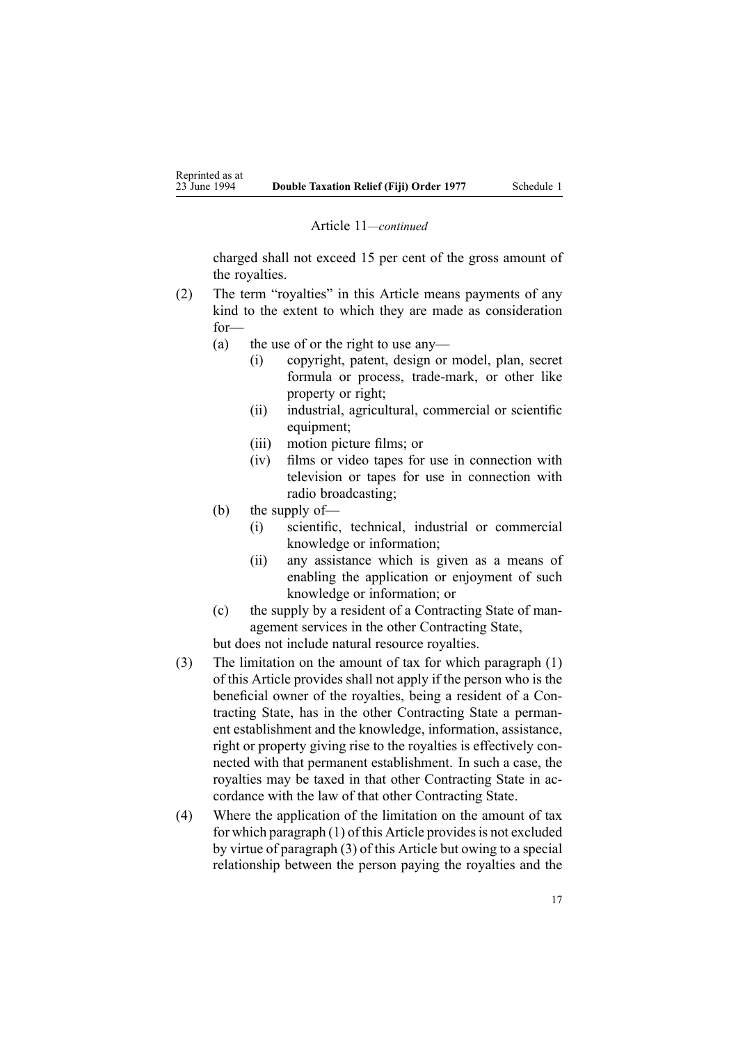Article 11—*continued*

charged shall not exceed 15 per cent of the gross amount of the royalties.

(2) The term "royalties" in this Article means payments of any kind to the extent to which they are made as consideration for—

(a) the use of or the right to use any—

(i) copyright, patent, design or model, plan, secret formula or process, trade-mark, or other like property or right;

(ii) industrial, agricultural, commercial or scientific equipment;

(iii) motion picture films; or

(iv) films or video tapes for use in connection with television or tapes for use in connection with radio broadcasting;

(b) the supply of—

(i) scientific, technical, industrial or commercial knowledge or information;

(ii) any assistance which is given as a means of enabling the application or enjoyment of such knowledge or information; or

(c) the supply by a resident of a Contracting State of management services in the other Contracting State,

but does not include natural resource royalties.

(3) The limitation on the amount of tax for which paragraph (1) of this Article provides shall not apply if the person who is the beneficial owner of the royalties, being a resident of a Contracting State, has in the other Contracting State a permanent establishment and the knowledge, information, assistance, right or property giving rise to the royalties is effectively connected with that permanent establishment. In such a case, the royalties may be taxed in that other Contracting State in accordance with the law of that other Contracting State.

(4) Where the application of the limitation on the amount of tax for which paragraph (1) of this Article provides is not excluded by virtue of paragraph (3) of this Article but owing to a special relationship between the person paying the royalties and the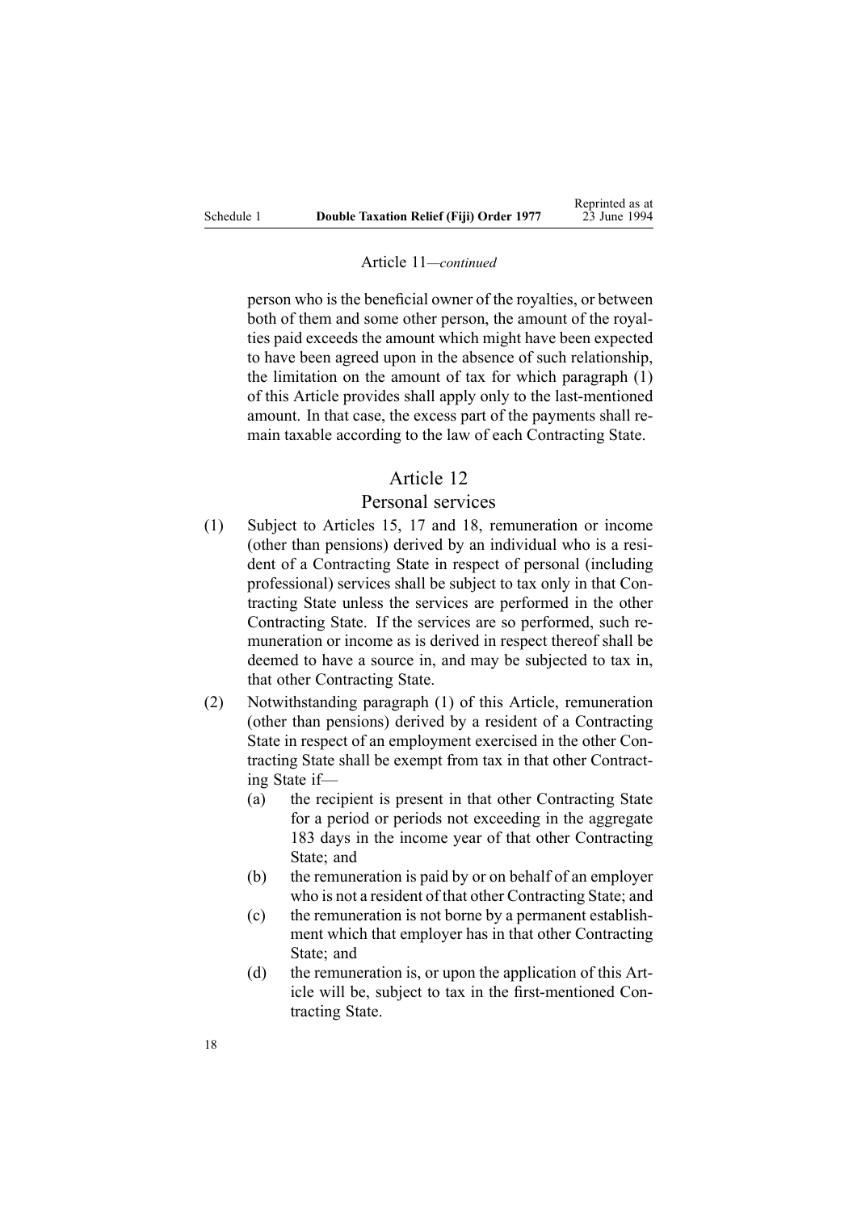Article 11—*continued*

person who is the beneficial owner of the royalties, or between both of them and some other person, the amount of the royalties paid exceeds the amount which might have been expected to have been agreed upon in the absence of such relationship, the limitation on the amount of tax for which paragraph (1) of this Article provides shall apply only to the last-mentioned amount. In that case, the excess part of the payments shall remain taxable according to the law of each Contracting State.

## Article 12

## Personal services

(1) Subject to Articles 15, 17 and 18, remuneration or income (other than pensions) derived by an individual who is a resident of a Contracting State in respect of personal (including professional) services shall be subject to tax only in that Contracting State unless the services are performed in the other Contracting State. If the services are so performed, such remuneration or income as is derived in respect thereof shall be deemed to have a source in, and may be subjected to tax in, that other Contracting State.

(2) Notwithstanding paragraph (1) of this Article, remuneration (other than pensions) derived by a resident of a Contracting State in respect of an employment exercised in the other Contracting State shall be exempt from tax in that other Contracting State if—

  (a) the recipient is present in that other Contracting State for a period or periods not exceeding in the aggregate 183 days in the income year of that other Contracting State; and

  (b) the remuneration is paid by or on behalf of an employer who is not a resident of that other Contracting State; and

  (c) the remuneration is not borne by a permanent establishment which that employer has in that other Contracting State; and

  (d) the remuneration is, or upon the application of this Article will be, subject to tax in the first-mentioned Contracting State.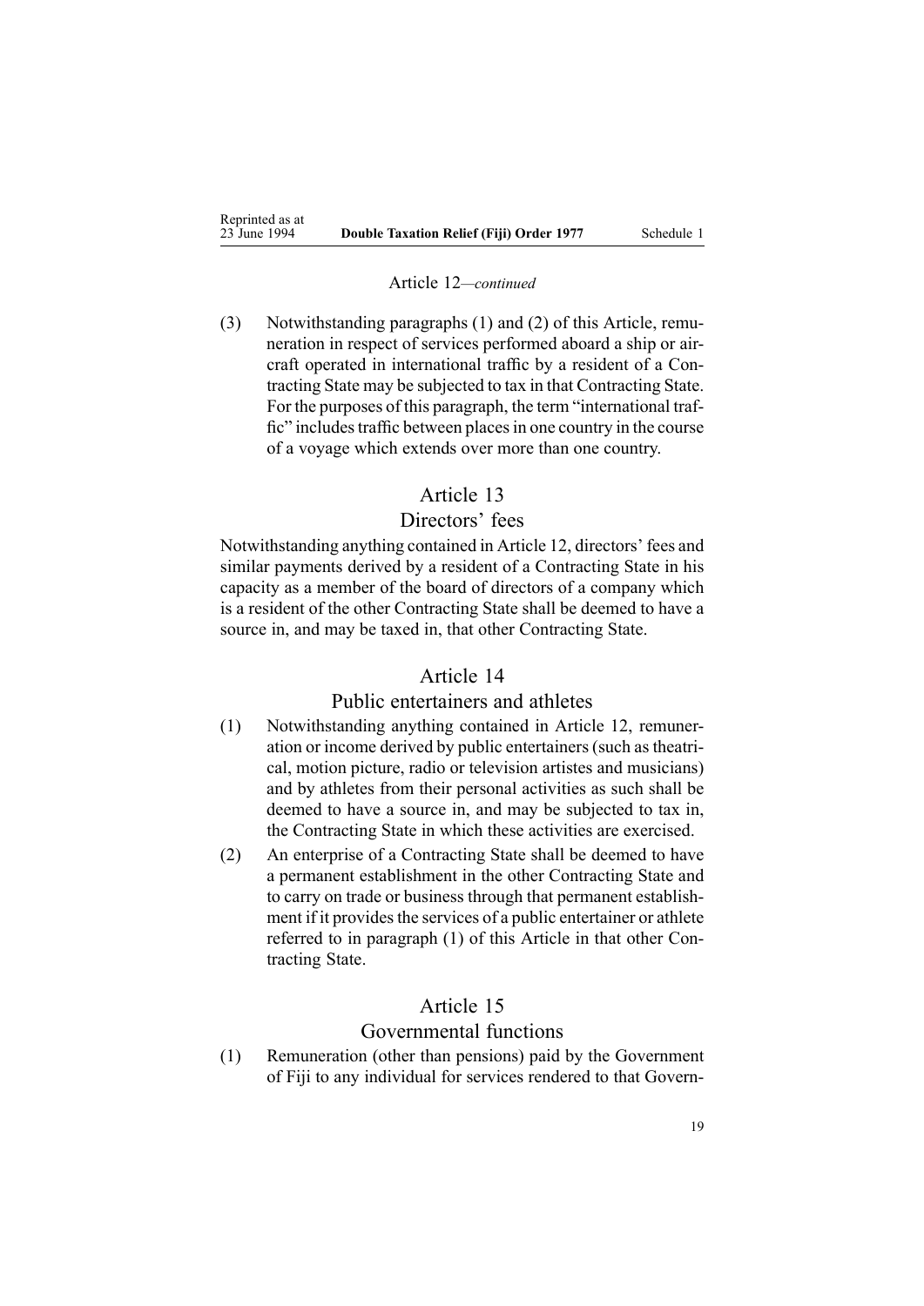Article 12—*continued*

(3) Notwithstanding paragraphs (1) and (2) of this Article, remuneration in respect of services performed aboard a ship or aircraft operated in international traffic by a resident of a Contracting State may be subjected to tax in that Contracting State. For the purposes of this paragraph, the term "international traffic" includes traffic between places in one country in the course of a voyage which extends over more than one country.

## Article 13
## Directors' fees

Notwithstanding anything contained in Article 12, directors' fees and similar payments derived by a resident of a Contracting State in his capacity as a member of the board of directors of a company which is a resident of the other Contracting State shall be deemed to have a source in, and may be taxed in, that other Contracting State.

## Article 14
## Public entertainers and athletes

(1) Notwithstanding anything contained in Article 12, remuneration or income derived by public entertainers (such as theatrical, motion picture, radio or television artistes and musicians) and by athletes from their personal activities as such shall be deemed to have a source in, and may be subjected to tax in, the Contracting State in which these activities are exercised.

(2) An enterprise of a Contracting State shall be deemed to have a permanent establishment in the other Contracting State and to carry on trade or business through that permanent establishment if it provides the services of a public entertainer or athlete referred to in paragraph (1) of this Article in that other Contracting State.

## Article 15
## Governmental functions

(1) Remuneration (other than pensions) paid by the Government of Fiji to any individual for services rendered to that Govern-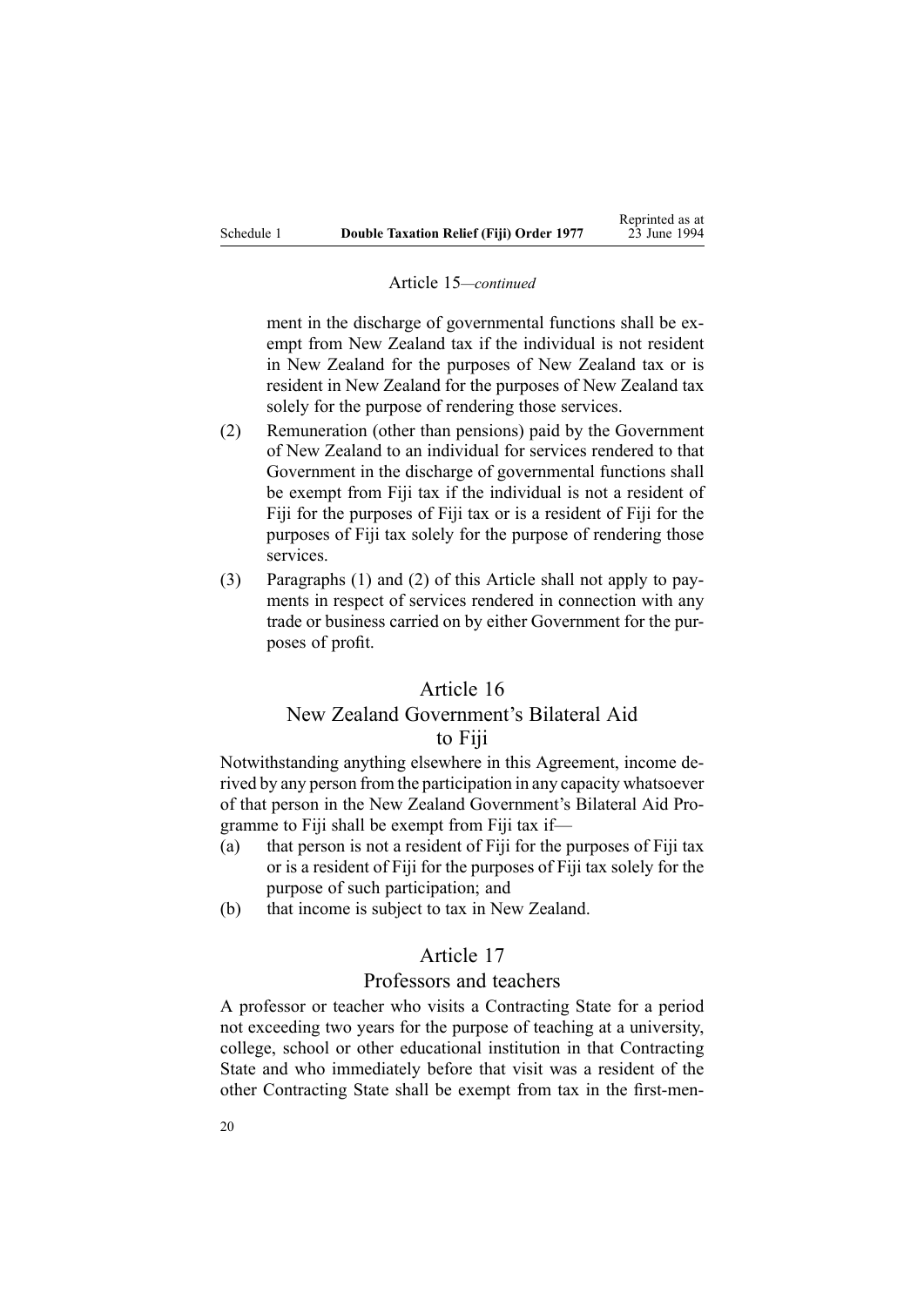Article 15—*continued*

ment in the discharge of governmental functions shall be exempt from New Zealand tax if the individual is not resident in New Zealand for the purposes of New Zealand tax or is resident in New Zealand for the purposes of New Zealand tax solely for the purpose of rendering those services.

(2) Remuneration (other than pensions) paid by the Government of New Zealand to an individual for services rendered to that Government in the discharge of governmental functions shall be exempt from Fiji tax if the individual is not a resident of Fiji for the purposes of Fiji tax or is a resident of Fiji for the purposes of Fiji tax solely for the purpose of rendering those services.

(3) Paragraphs (1) and (2) of this Article shall not apply to payments in respect of services rendered in connection with any trade or business carried on by either Government for the purposes of profit.

## Article 16
## New Zealand Government's Bilateral Aid to Fiji

Notwithstanding anything elsewhere in this Agreement, income derived by any person from the participation in any capacity whatsoever of that person in the New Zealand Government's Bilateral Aid Programme to Fiji shall be exempt from Fiji tax if—

(a) that person is not a resident of Fiji for the purposes of Fiji tax or is a resident of Fiji for the purposes of Fiji tax solely for the purpose of such participation; and

(b) that income is subject to tax in New Zealand.

## Article 17
## Professors and teachers

A professor or teacher who visits a Contracting State for a period not exceeding two years for the purpose of teaching at a university, college, school or other educational institution in that Contracting State and who immediately before that visit was a resident of the other Contracting State shall be exempt from tax in the first-men-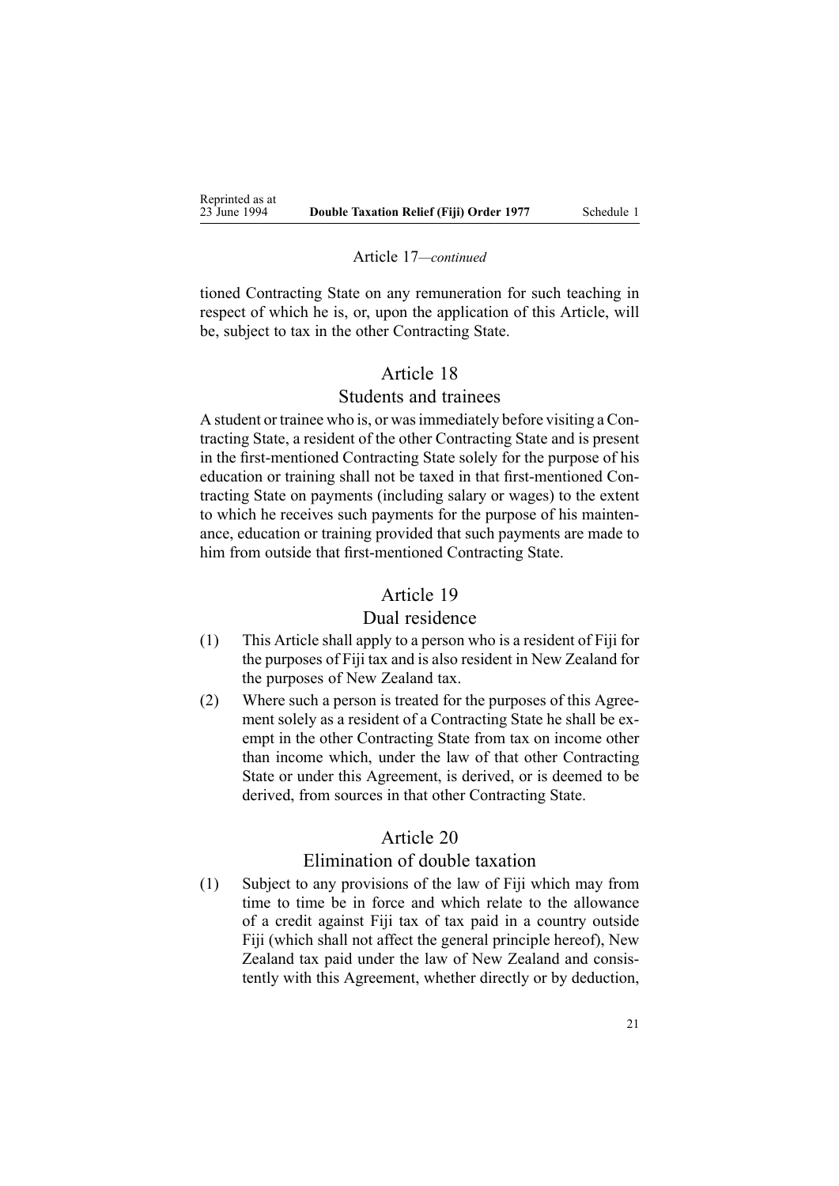Article 17—*continued*

tioned Contracting State on any remuneration for such teaching in respect of which he is, or, upon the application of this Article, will be, subject to tax in the other Contracting State.

## Article 18

## Students and trainees

A student or trainee who is, or was immediately before visiting a Contracting State, a resident of the other Contracting State and is present in the first-mentioned Contracting State solely for the purpose of his education or training shall not be taxed in that first-mentioned Contracting State on payments (including salary or wages) to the extent to which he receives such payments for the purpose of his maintenance, education or training provided that such payments are made to him from outside that first-mentioned Contracting State.

## Article 19

## Dual residence

(1) This Article shall apply to a person who is a resident of Fiji for the purposes of Fiji tax and is also resident in New Zealand for the purposes of New Zealand tax.

(2) Where such a person is treated for the purposes of this Agreement solely as a resident of a Contracting State he shall be exempt in the other Contracting State from tax on income other than income which, under the law of that other Contracting State or under this Agreement, is derived, or is deemed to be derived, from sources in that other Contracting State.

## Article 20

## Elimination of double taxation

(1) Subject to any provisions of the law of Fiji which may from time to time be in force and which relate to the allowance of a credit against Fiji tax of tax paid in a country outside Fiji (which shall not affect the general principle hereof), New Zealand tax paid under the law of New Zealand and consistently with this Agreement, whether directly or by deduction,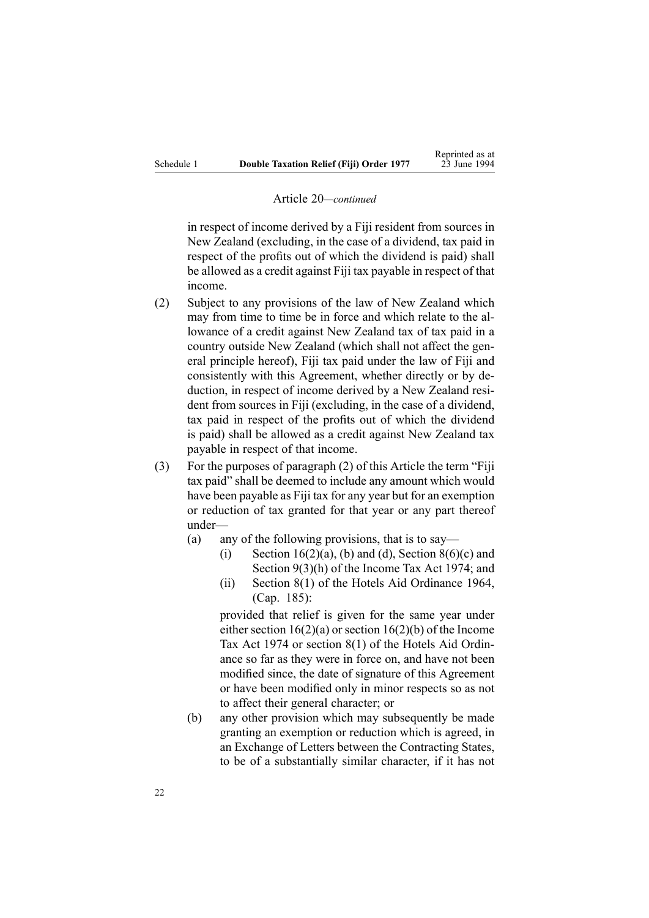Article 20—*continued*

in respect of income derived by a Fiji resident from sources in New Zealand (excluding, in the case of a dividend, tax paid in respect of the profits out of which the dividend is paid) shall be allowed as a credit against Fiji tax payable in respect of that income.

(2) Subject to any provisions of the law of New Zealand which may from time to time be in force and which relate to the allowance of a credit against New Zealand tax of tax paid in a country outside New Zealand (which shall not affect the general principle hereof), Fiji tax paid under the law of Fiji and consistently with this Agreement, whether directly or by deduction, in respect of income derived by a New Zealand resident from sources in Fiji (excluding, in the case of a dividend, tax paid in respect of the profits out of which the dividend is paid) shall be allowed as a credit against New Zealand tax payable in respect of that income.

(3) For the purposes of paragraph (2) of this Article the term "Fiji tax paid" shall be deemed to include any amount which would have been payable as Fiji tax for any year but for an exemption or reduction of tax granted for that year or any part thereof under—

- (a) any of the following provisions, that is to say—
  - (i) Section 16(2)(a), (b) and (d), Section 8(6)(c) and Section 9(3)(h) of the Income Tax Act 1974; and
  - (ii) Section 8(1) of the Hotels Aid Ordinance 1964, (Cap. 185):

  provided that relief is given for the same year under either section 16(2)(a) or section 16(2)(b) of the Income Tax Act 1974 or section 8(1) of the Hotels Aid Ordinance so far as they were in force on, and have not been modified since, the date of signature of this Agreement or have been modified only in minor respects so as not to affect their general character; or
- (b) any other provision which may subsequently be made granting an exemption or reduction which is agreed, in an Exchange of Letters between the Contracting States, to be of a substantially similar character, if it has not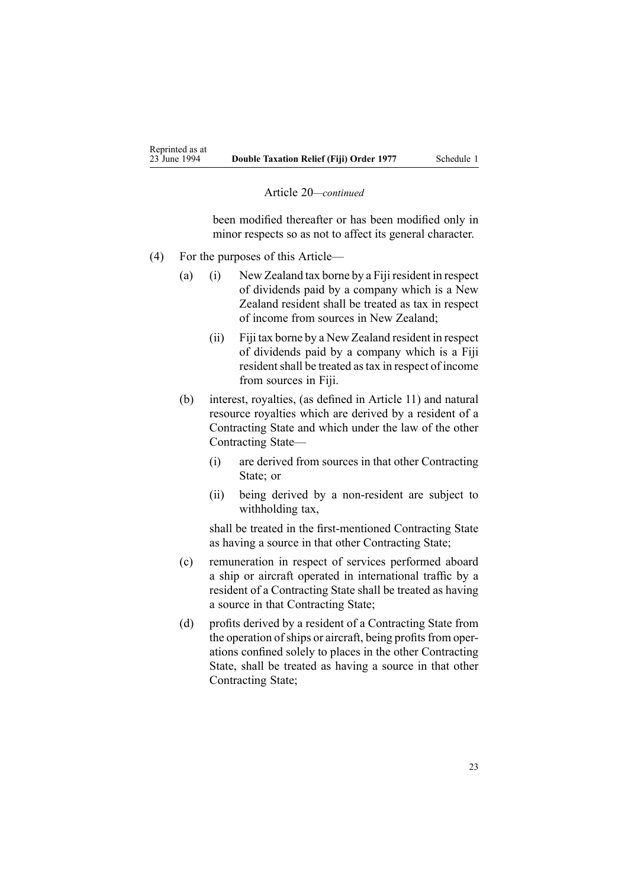Article 20—*continued*

been modified thereafter or has been modified only in minor respects so as not to affect its general character.

(4) For the purposes of this Article—

- (a) (i) New Zealand tax borne by a Fiji resident in respect of dividends paid by a company which is a New Zealand resident shall be treated as tax in respect of income from sources in New Zealand;

  - (ii) Fiji tax borne by a New Zealand resident in respect of dividends paid by a company which is a Fiji resident shall be treated as tax in respect of income from sources in Fiji.

- (b) interest, royalties, (as defined in Article 11) and natural resource royalties which are derived by a resident of a Contracting State and which under the law of the other Contracting State—

  - (i) are derived from sources in that other Contracting State; or

  - (ii) being derived by a non-resident are subject to withholding tax,

  shall be treated in the first-mentioned Contracting State as having a source in that other Contracting State;

- (c) remuneration in respect of services performed aboard a ship or aircraft operated in international traffic by a resident of a Contracting State shall be treated as having a source in that Contracting State;

- (d) profits derived by a resident of a Contracting State from the operation of ships or aircraft, being profits from operations confined solely to places in the other Contracting State, shall be treated as having a source in that other Contracting State;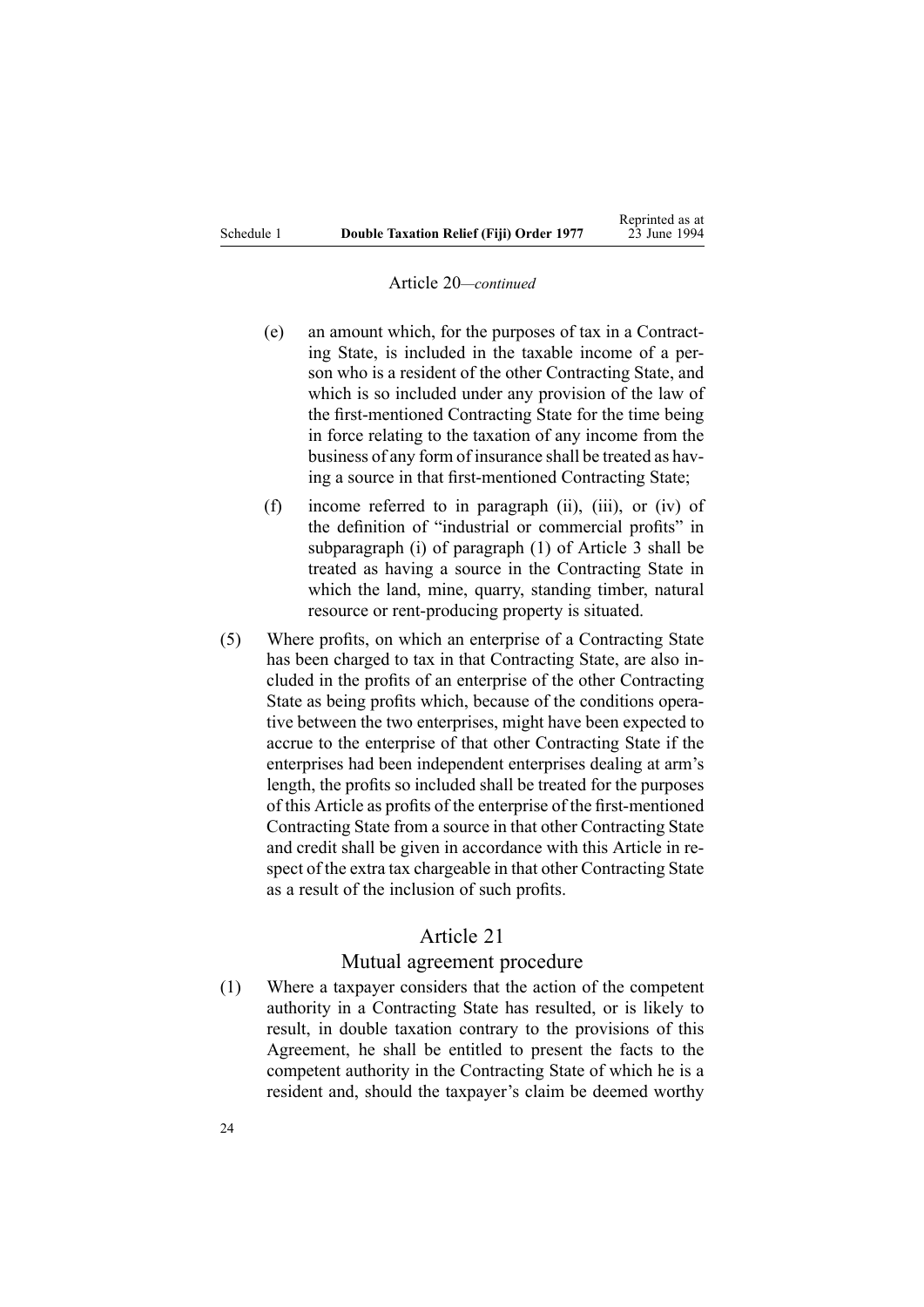Article 20—*continued*

(e) an amount which, for the purposes of tax in a Contracting State, is included in the taxable income of a person who is a resident of the other Contracting State, and which is so included under any provision of the law of the first-mentioned Contracting State for the time being in force relating to the taxation of any income from the business of any form of insurance shall be treated as having a source in that first-mentioned Contracting State;

(f) income referred to in paragraph (ii), (iii), or (iv) of the definition of "industrial or commercial profits" in subparagraph (i) of paragraph (1) of Article 3 shall be treated as having a source in the Contracting State in which the land, mine, quarry, standing timber, natural resource or rent-producing property is situated.

(5) Where profits, on which an enterprise of a Contracting State has been charged to tax in that Contracting State, are also included in the profits of an enterprise of the other Contracting State as being profits which, because of the conditions operative between the two enterprises, might have been expected to accrue to the enterprise of that other Contracting State if the enterprises had been independent enterprises dealing at arm's length, the profits so included shall be treated for the purposes of this Article as profits of the enterprise of the first-mentioned Contracting State from a source in that other Contracting State and credit shall be given in accordance with this Article in respect of the extra tax chargeable in that other Contracting State as a result of the inclusion of such profits.

## Article 21

### Mutual agreement procedure

(1) Where a taxpayer considers that the action of the competent authority in a Contracting State has resulted, or is likely to result, in double taxation contrary to the provisions of this Agreement, he shall be entitled to present the facts to the competent authority in the Contracting State of which he is a resident and, should the taxpayer's claim be deemed worthy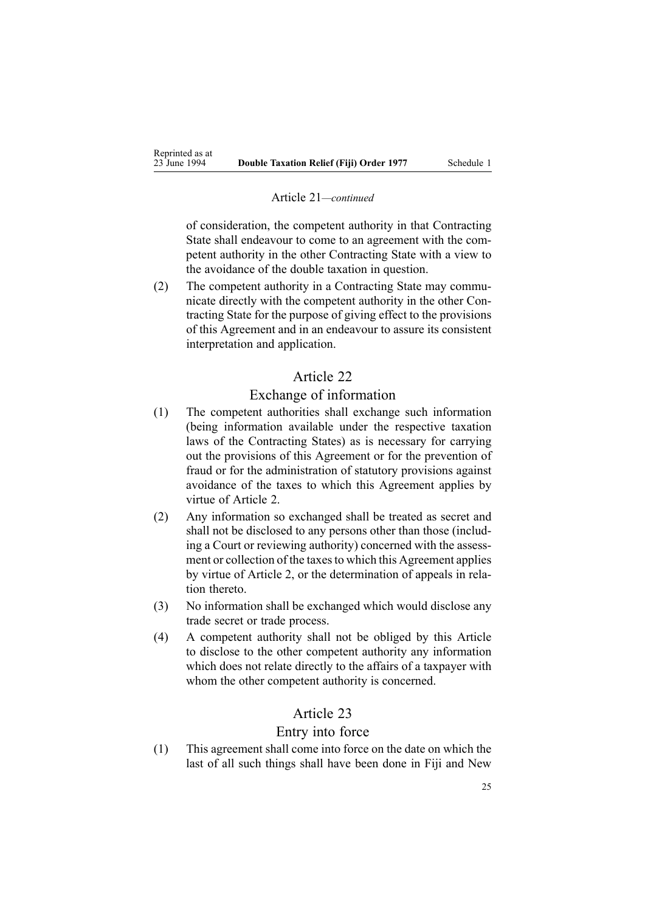Article 21—*continued*

of consideration, the competent authority in that Contracting State shall endeavour to come to an agreement with the competent authority in the other Contracting State with a view to the avoidance of the double taxation in question.

(2) The competent authority in a Contracting State may communicate directly with the competent authority in the other Contracting State for the purpose of giving effect to the provisions of this Agreement and in an endeavour to assure its consistent interpretation and application.

## Article 22

### Exchange of information

(1) The competent authorities shall exchange such information (being information available under the respective taxation laws of the Contracting States) as is necessary for carrying out the provisions of this Agreement or for the prevention of fraud or for the administration of statutory provisions against avoidance of the taxes to which this Agreement applies by virtue of Article 2.

(2) Any information so exchanged shall be treated as secret and shall not be disclosed to any persons other than those (including a Court or reviewing authority) concerned with the assessment or collection of the taxes to which this Agreement applies by virtue of Article 2, or the determination of appeals in relation thereto.

(3) No information shall be exchanged which would disclose any trade secret or trade process.

(4) A competent authority shall not be obliged by this Article to disclose to the other competent authority any information which does not relate directly to the affairs of a taxpayer with whom the other competent authority is concerned.

## Article 23

### Entry into force

(1) This agreement shall come into force on the date on which the last of all such things shall have been done in Fiji and New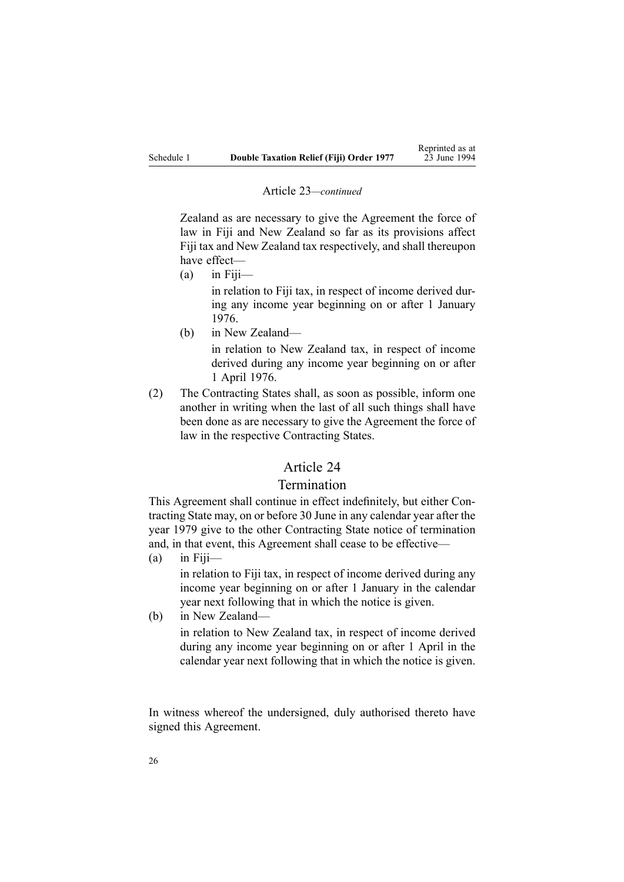Article 23—*continued*

Zealand as are necessary to give the Agreement the force of law in Fiji and New Zealand so far as its provisions affect Fiji tax and New Zealand tax respectively, and shall thereupon have effect—

(a) in Fiji—

in relation to Fiji tax, in respect of income derived during any income year beginning on or after 1 January 1976.

(b) in New Zealand—

in relation to New Zealand tax, in respect of income derived during any income year beginning on or after 1 April 1976.

(2) The Contracting States shall, as soon as possible, inform one another in writing when the last of all such things shall have been done as are necessary to give the Agreement the force of law in the respective Contracting States.

## Article 24

## Termination

This Agreement shall continue in effect indefinitely, but either Contracting State may, on or before 30 June in any calendar year after the year 1979 give to the other Contracting State notice of termination and, in that event, this Agreement shall cease to be effective—

(a) in Fiji—

in relation to Fiji tax, in respect of income derived during any income year beginning on or after 1 January in the calendar year next following that in which the notice is given.

(b) in New Zealand—

in relation to New Zealand tax, in respect of income derived during any income year beginning on or after 1 April in the calendar year next following that in which the notice is given.

In witness whereof the undersigned, duly authorised thereto have signed this Agreement.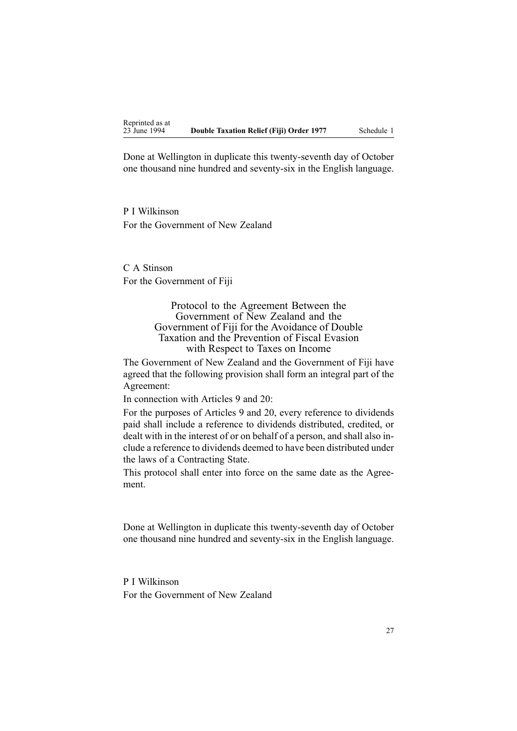Done at Wellington in duplicate this twenty-seventh day of October one thousand nine hundred and seventy-six in the English language.

P I Wilkinson
For the Government of New Zealand

C A Stinson
For the Government of Fiji

## Protocol to the Agreement Between the Government of New Zealand and the Government of Fiji for the Avoidance of Double Taxation and the Prevention of Fiscal Evasion with Respect to Taxes on Income

The Government of New Zealand and the Government of Fiji have agreed that the following provision shall form an integral part of the Agreement:

In connection with Articles 9 and 20:

For the purposes of Articles 9 and 20, every reference to dividends paid shall include a reference to dividends distributed, credited, or dealt with in the interest of or on behalf of a person, and shall also include a reference to dividends deemed to have been distributed under the laws of a Contracting State.

This protocol shall enter into force on the same date as the Agreement.

Done at Wellington in duplicate this twenty-seventh day of October one thousand nine hundred and seventy-six in the English language.

P I Wilkinson
For the Government of New Zealand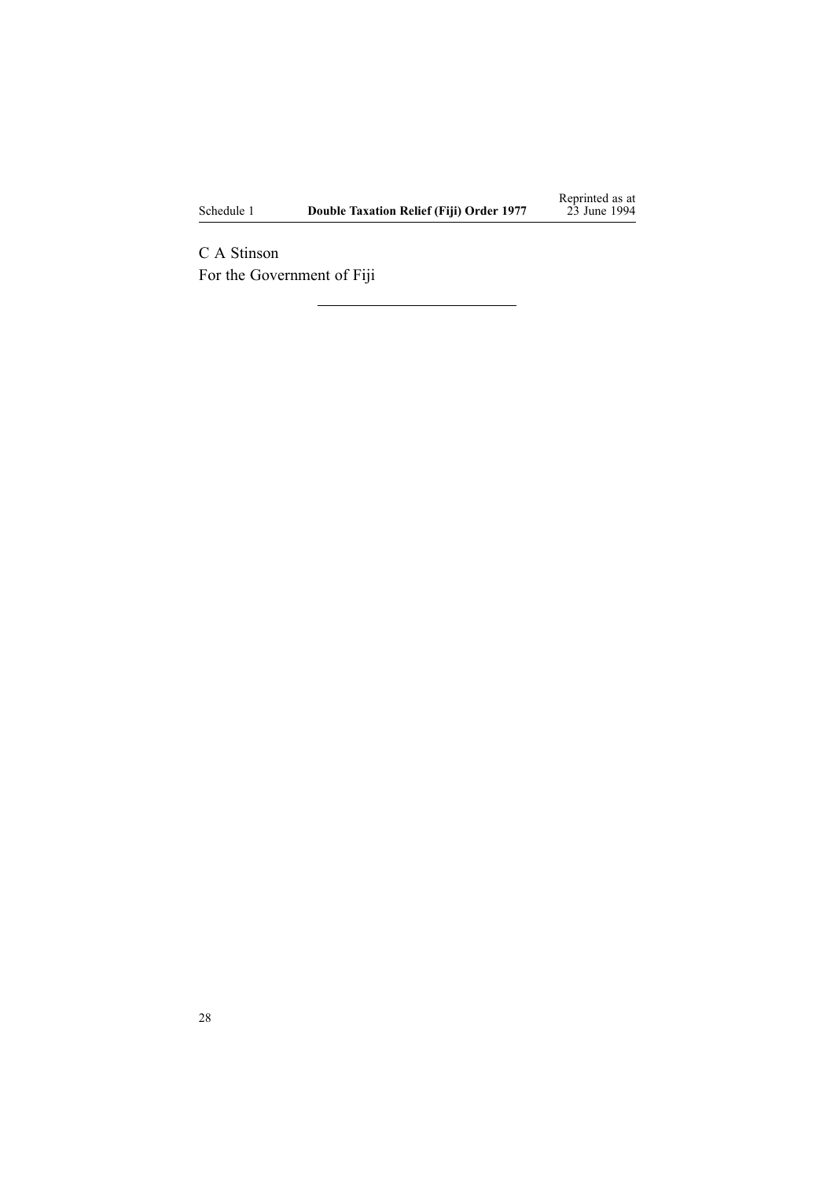C A Stinson

For the Government of Fiji

---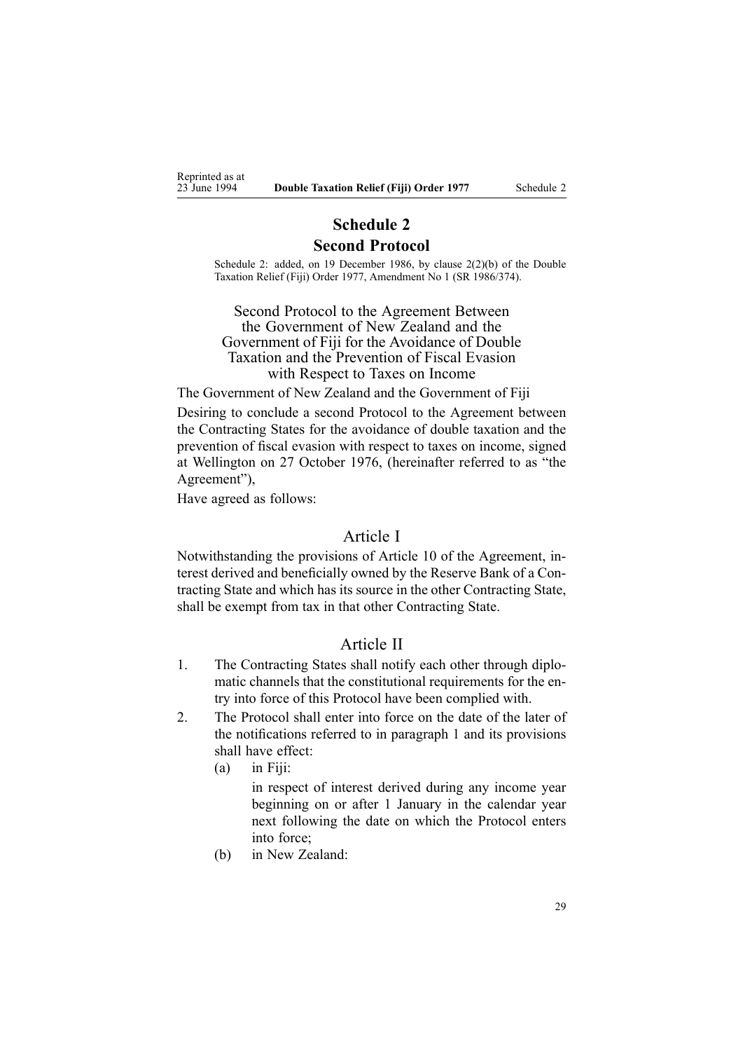# Schedule 2
## Second Protocol

Schedule 2: added, on 19 December 1986, by clause 2(2)(b) of the Double Taxation Relief (Fiji) Order 1977, Amendment No 1 (SR 1986/374).

### Second Protocol to the Agreement Between the Government of New Zealand and the Government of Fiji for the Avoidance of Double Taxation and the Prevention of Fiscal Evasion with Respect to Taxes on Income

The Government of New Zealand and the Government of Fiji

Desiring to conclude a second Protocol to the Agreement between the Contracting States for the avoidance of double taxation and the prevention of fiscal evasion with respect to taxes on income, signed at Wellington on 27 October 1976, (hereinafter referred to as "the Agreement"),

Have agreed as follows:

### Article I

Notwithstanding the provisions of Article 10 of the Agreement, interest derived and beneficially owned by the Reserve Bank of a Contracting State and which has its source in the other Contracting State, shall be exempt from tax in that other Contracting State.

### Article II

1. The Contracting States shall notify each other through diplomatic channels that the constitutional requirements for the entry into force of this Protocol have been complied with.
2. The Protocol shall enter into force on the date of the later of the notifications referred to in paragraph 1 and its provisions shall have effect:
   (a) in Fiji:
   in respect of interest derived during any income year beginning on or after 1 January in the calendar year next following the date on which the Protocol enters into force;
   (b) in New Zealand: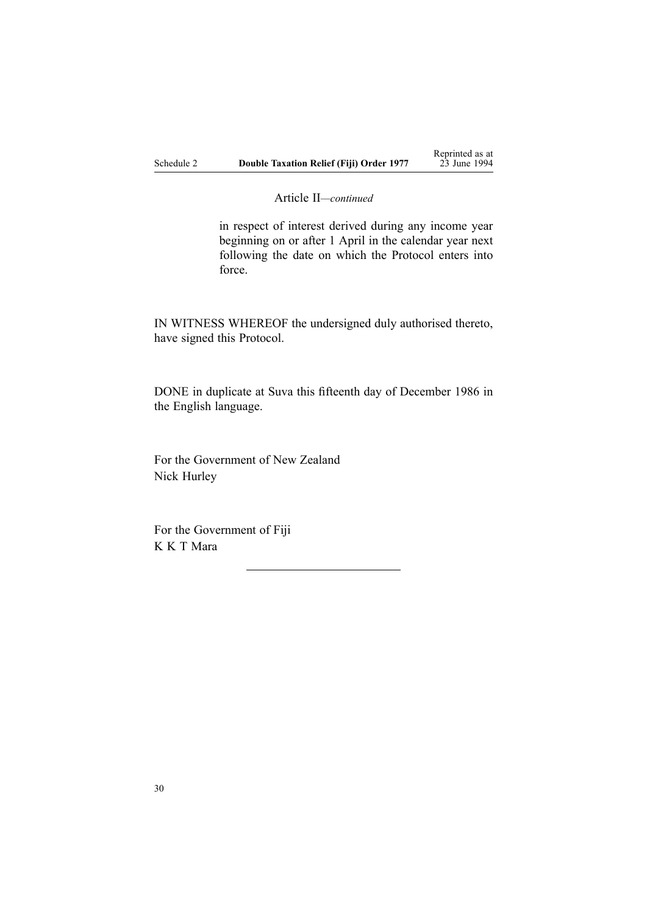Article II—*continued*

in respect of interest derived during any income year beginning on or after 1 April in the calendar year next following the date on which the Protocol enters into force.

IN WITNESS WHEREOF the undersigned duly authorised thereto, have signed this Protocol.

DONE in duplicate at Suva this fifteenth day of December 1986 in the English language.

For the Government of New Zealand
Nick Hurley

For the Government of Fiji
K K T Mara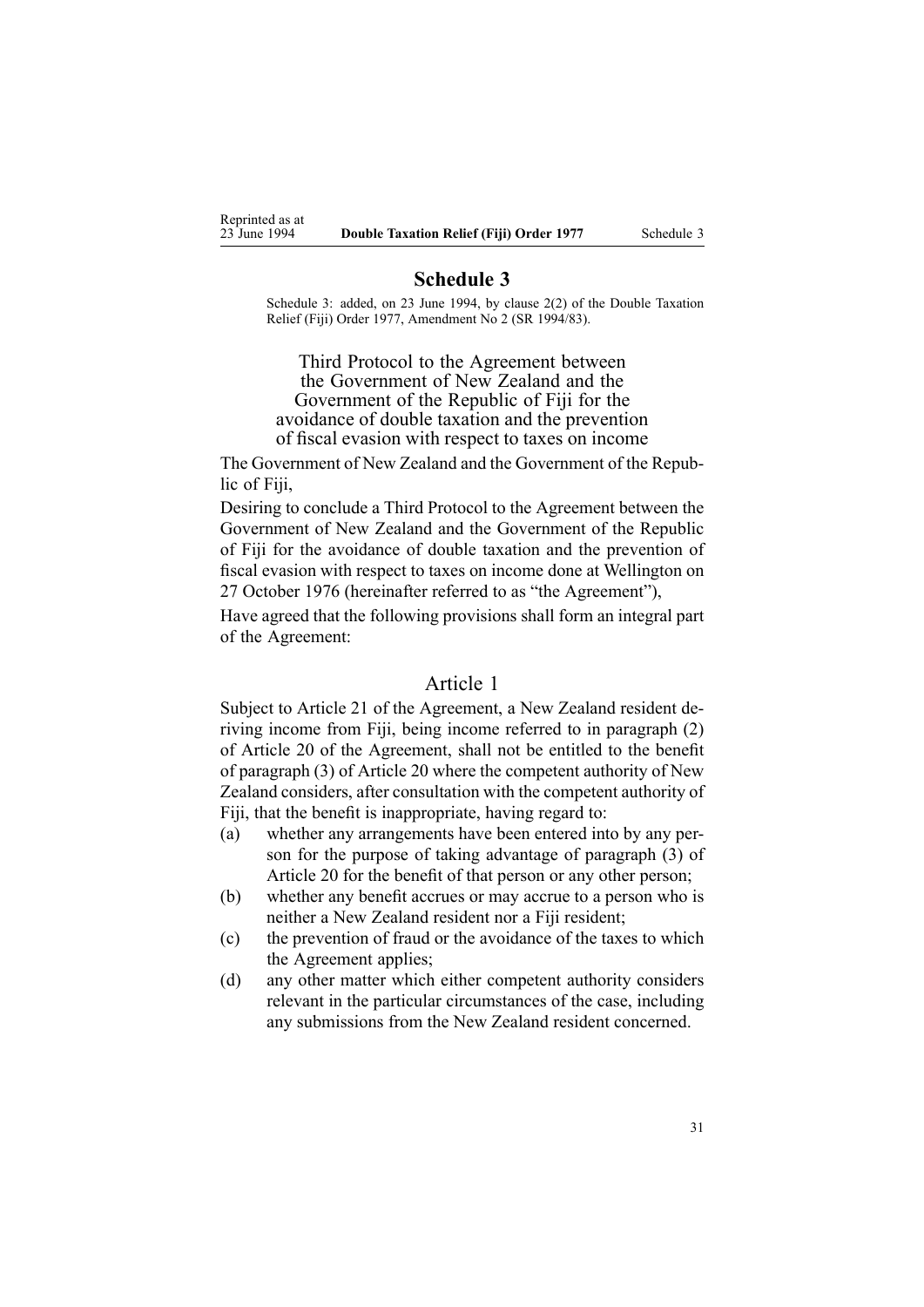# Schedule 3

Schedule 3: added, on 23 June 1994, by clause 2(2) of the Double Taxation Relief (Fiji) Order 1977, Amendment No 2 (SR 1994/83).

## Third Protocol to the Agreement between the Government of New Zealand and the Government of the Republic of Fiji for the avoidance of double taxation and the prevention of fiscal evasion with respect to taxes on income

The Government of New Zealand and the Government of the Republic of Fiji,

Desiring to conclude a Third Protocol to the Agreement between the Government of New Zealand and the Government of the Republic of Fiji for the avoidance of double taxation and the prevention of fiscal evasion with respect to taxes on income done at Wellington on 27 October 1976 (hereinafter referred to as "the Agreement"),

Have agreed that the following provisions shall form an integral part of the Agreement:

### Article 1

Subject to Article 21 of the Agreement, a New Zealand resident deriving income from Fiji, being income referred to in paragraph (2) of Article 20 of the Agreement, shall not be entitled to the benefit of paragraph (3) of Article 20 where the competent authority of New Zealand considers, after consultation with the competent authority of Fiji, that the benefit is inappropriate, having regard to:

(a) whether any arrangements have been entered into by any person for the purpose of taking advantage of paragraph (3) of Article 20 for the benefit of that person or any other person;

(b) whether any benefit accrues or may accrue to a person who is neither a New Zealand resident nor a Fiji resident;

(c) the prevention of fraud or the avoidance of the taxes to which the Agreement applies;

(d) any other matter which either competent authority considers relevant in the particular circumstances of the case, including any submissions from the New Zealand resident concerned.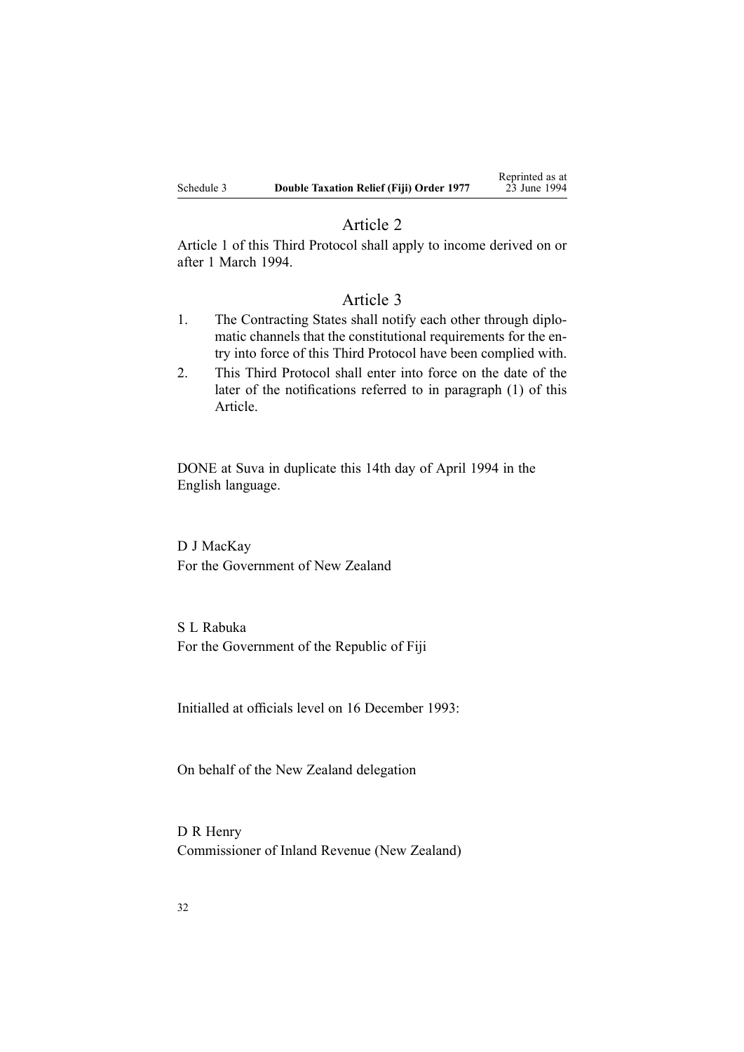## Article 2

Article 1 of this Third Protocol shall apply to income derived on or after 1 March 1994.

## Article 3

1. The Contracting States shall notify each other through diplomatic channels that the constitutional requirements for the entry into force of this Third Protocol have been complied with.
2. This Third Protocol shall enter into force on the date of the later of the notifications referred to in paragraph (1) of this Article.

DONE at Suva in duplicate this 14th day of April 1994 in the English language.

D J MacKay
For the Government of New Zealand

S L Rabuka
For the Government of the Republic of Fiji

Initialled at officials level on 16 December 1993:

On behalf of the New Zealand delegation

D R Henry
Commissioner of Inland Revenue (New Zealand)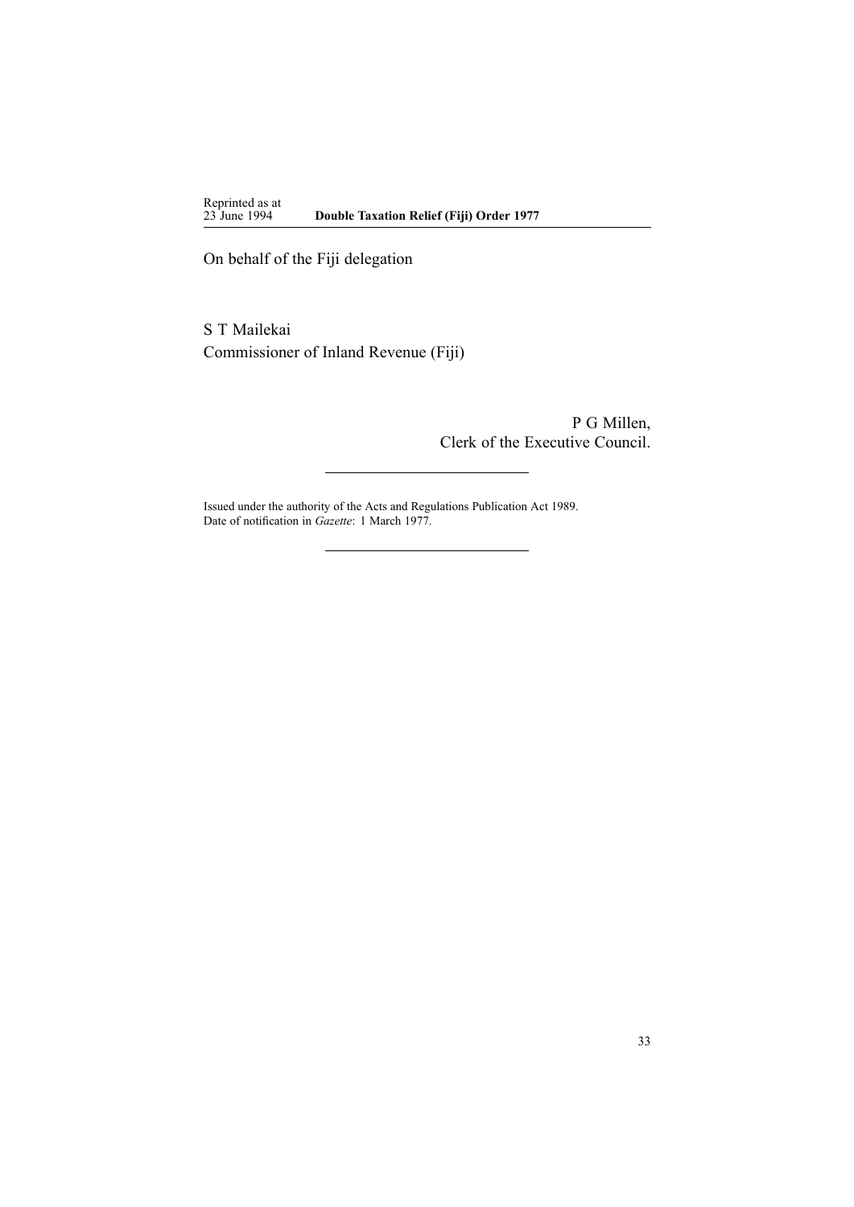On behalf of the Fiji delegation

S T Mailekai
Commissioner of Inland Revenue (Fiji)

P G Millen,
Clerk of the Executive Council.

---

Issued under the authority of the Acts and Regulations Publication Act 1989.
Date of notification in *Gazette*: 1 March 1977.

---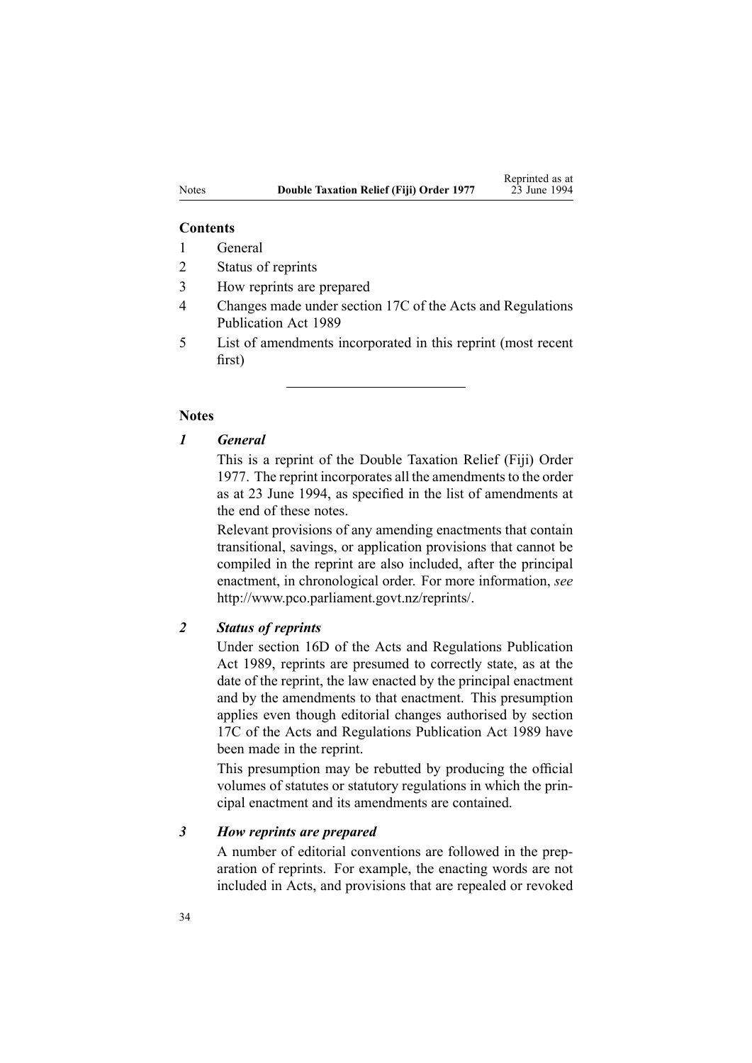### Contents

1 General
2 Status of reprints
3 How reprints are prepared
4 Changes made under section 17C of the Acts and Regulations Publication Act 1989
5 List of amendments incorporated in this reprint (most recent first)

---

### Notes

#### *1 General*

This is a reprint of the Double Taxation Relief (Fiji) Order 1977. The reprint incorporates all the amendments to the order as at 23 June 1994, as specified in the list of amendments at the end of these notes.

Relevant provisions of any amending enactments that contain transitional, savings, or application provisions that cannot be compiled in the reprint are also included, after the principal enactment, in chronological order. For more information, *see* http://www.pco.parliament.govt.nz/reprints/.

#### *2 Status of reprints*

Under section 16D of the Acts and Regulations Publication Act 1989, reprints are presumed to correctly state, as at the date of the reprint, the law enacted by the principal enactment and by the amendments to that enactment. This presumption applies even though editorial changes authorised by section 17C of the Acts and Regulations Publication Act 1989 have been made in the reprint.

This presumption may be rebutted by producing the official volumes of statutes or statutory regulations in which the principal enactment and its amendments are contained.

#### *3 How reprints are prepared*

A number of editorial conventions are followed in the preparation of reprints. For example, the enacting words are not included in Acts, and provisions that are repealed or revoked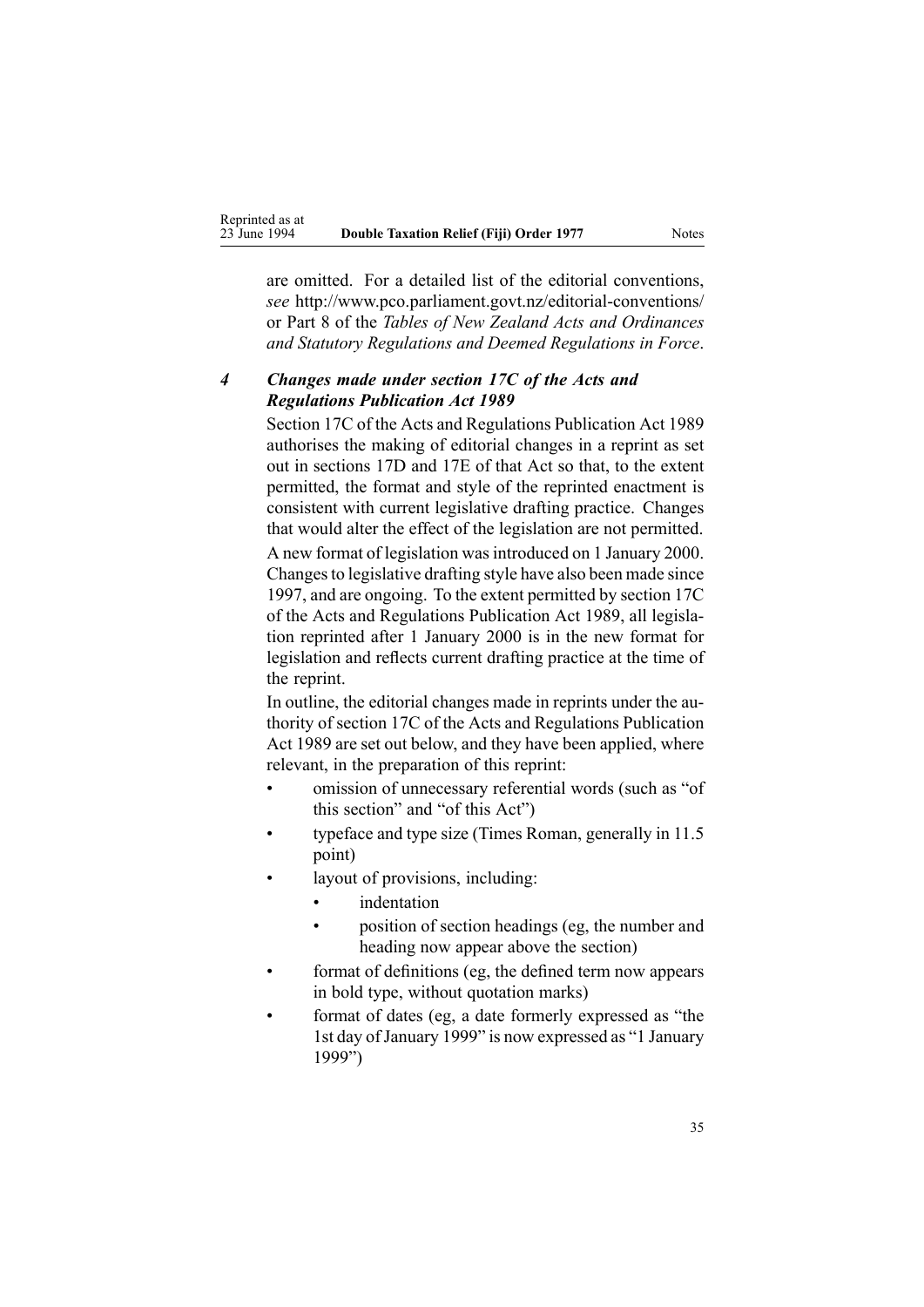are omitted. For a detailed list of the editorial conventions, *see* http://www.pco.parliament.govt.nz/editorial-conventions/ or Part 8 of the *Tables of New Zealand Acts and Ordinances and Statutory Regulations and Deemed Regulations in Force*.

### *4 Changes made under section 17C of the Acts and Regulations Publication Act 1989*

Section 17C of the Acts and Regulations Publication Act 1989 authorises the making of editorial changes in a reprint as set out in sections 17D and 17E of that Act so that, to the extent permitted, the format and style of the reprinted enactment is consistent with current legislative drafting practice. Changes that would alter the effect of the legislation are not permitted.

A new format of legislation was introduced on 1 January 2000. Changes to legislative drafting style have also been made since 1997, and are ongoing. To the extent permitted by section 17C of the Acts and Regulations Publication Act 1989, all legislation reprinted after 1 January 2000 is in the new format for legislation and reflects current drafting practice at the time of the reprint.

In outline, the editorial changes made in reprints under the authority of section 17C of the Acts and Regulations Publication Act 1989 are set out below, and they have been applied, where relevant, in the preparation of this reprint:

- omission of unnecessary referential words (such as "of this section" and "of this Act")
- typeface and type size (Times Roman, generally in 11.5 point)
- layout of provisions, including:
  - indentation
  - position of section headings (eg, the number and heading now appear above the section)
- format of definitions (eg, the defined term now appears in bold type, without quotation marks)
- format of dates (eg, a date formerly expressed as "the 1st day of January 1999" is now expressed as "1 January 1999")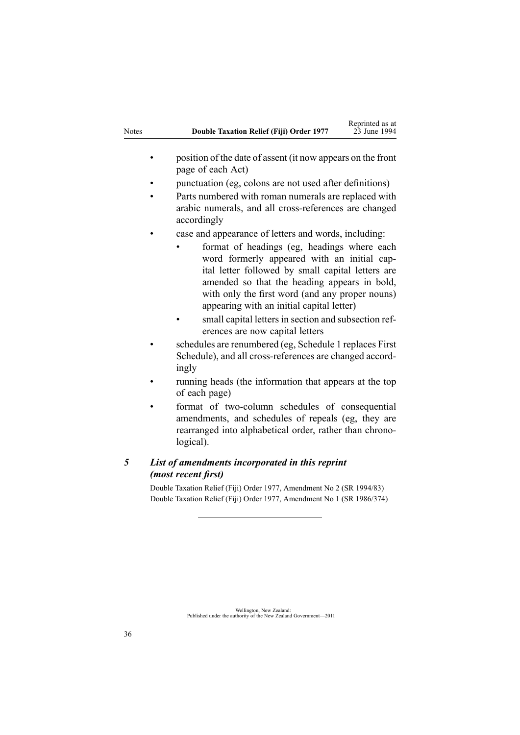- position of the date of assent (it now appears on the front page of each Act)
- punctuation (eg, colons are not used after definitions)
- Parts numbered with roman numerals are replaced with arabic numerals, and all cross-references are changed accordingly
- case and appearance of letters and words, including:
    - format of headings (eg, headings where each word formerly appeared with an initial capital letter followed by small capital letters are amended so that the heading appears in bold, with only the first word (and any proper nouns) appearing with an initial capital letter)
    - small capital letters in section and subsection references are now capital letters
- schedules are renumbered (eg, Schedule 1 replaces First Schedule), and all cross-references are changed accordingly
- running heads (the information that appears at the top of each page)
- format of two-column schedules of consequential amendments, and schedules of repeals (eg, they are rearranged into alphabetical order, rather than chronological).

### *5 List of amendments incorporated in this reprint (most recent first)*

Double Taxation Relief (Fiji) Order 1977, Amendment No 2 (SR 1994/83)
Double Taxation Relief (Fiji) Order 1977, Amendment No 1 (SR 1986/374)

Wellington, New Zealand:
Published under the authority of the New Zealand Government—2011